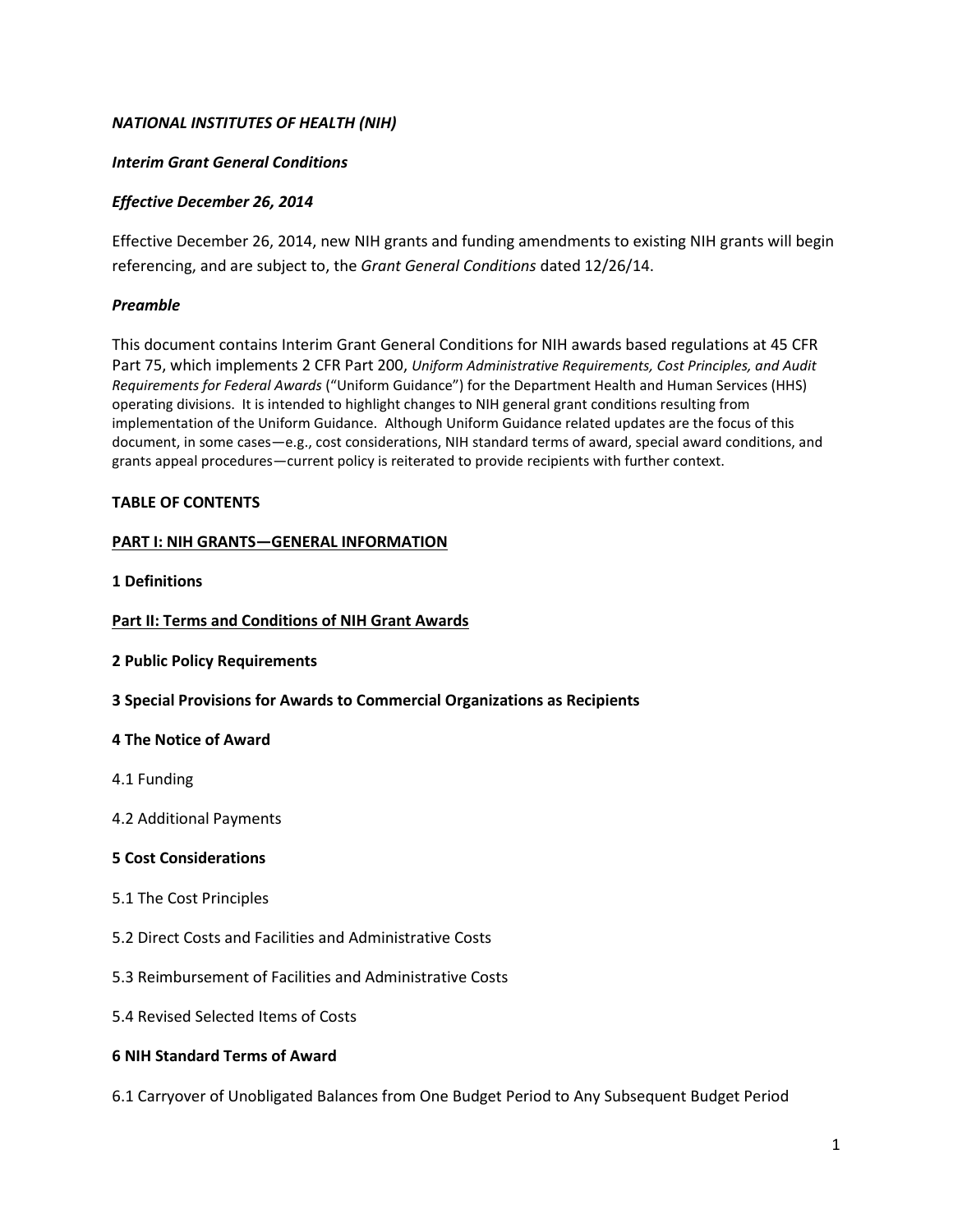*NATIONAL INSTITUTES OF HEALTH (NIH)*

*Interim Grant General Conditions*

*Effective December 26, 2014*

Effective December 26, 2014, new NIH grants and funding amendments to existing NIH grants will begin referencing, and are subject to, the *Grant General Conditions* dated 12/26/14.

*Preamble*

This document contains Interim Grant General Conditions for NIH awards based regulations at 45 CFR Part 75, which implements 2 CFR Part 200, *Uniform Administrative Requirements, Cost Principles, and Audit Requirements for Federal Awards* ("Uniform Guidance") for the Department Health and Human Services (HHS) operating divisions. It is intended to highlight changes to NIH general grant conditions resulting from implementation of the Uniform Guidance. Although Uniform Guidance related updates are the focus of this document, in some cases—e.g., cost considerations, NIH standard terms of award, special award conditions, and grants appeal procedures—current policy is reiterated to provide recipients with further context.

**TABLE OF CONTENTS**

**PART I: NIH GRANTS—GENERAL INFORMATION**

**1 Definitions**

**Part II: Terms and Conditions of NIH Grant Awards**

**2 Public Policy Requirements**

**3 Special Provisions for Awards to Commercial Organizations as Recipients**

**4 The Notice of Award**

4.1 Funding

4.2 Additional Payments

**5 Cost Considerations**

5.1 The Cost Principles

5.2 Direct Costs and Facilities and Administrative Costs

5.3 Reimbursement of Facilities and Administrative Costs

5.4 Revised Selected Items of Costs

**6 NIH Standard Terms of Award**

6.1 Carryover of Unobligated Balances from One Budget Period to Any Subsequent Budget Period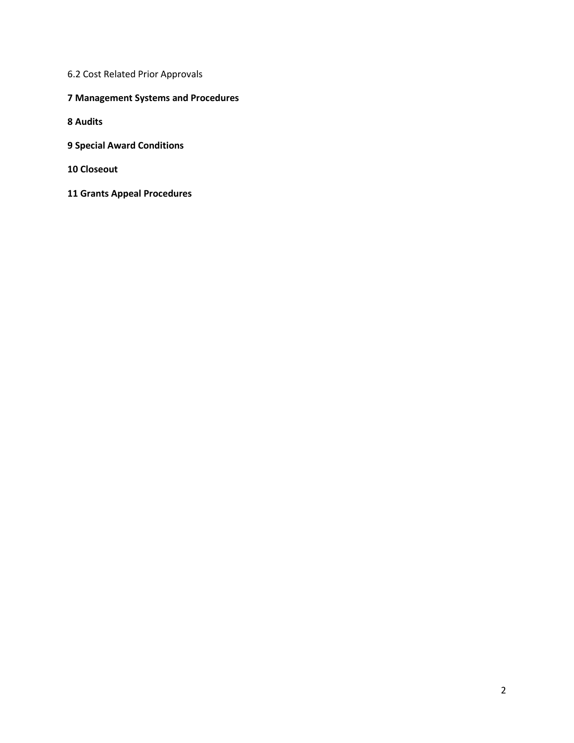6.2 Cost Related Prior Approvals

**7 Management Systems and Procedures**

**8 Audits**

**9 Special Award Conditions**

**10 Closeout**

**11 Grants Appeal Procedures**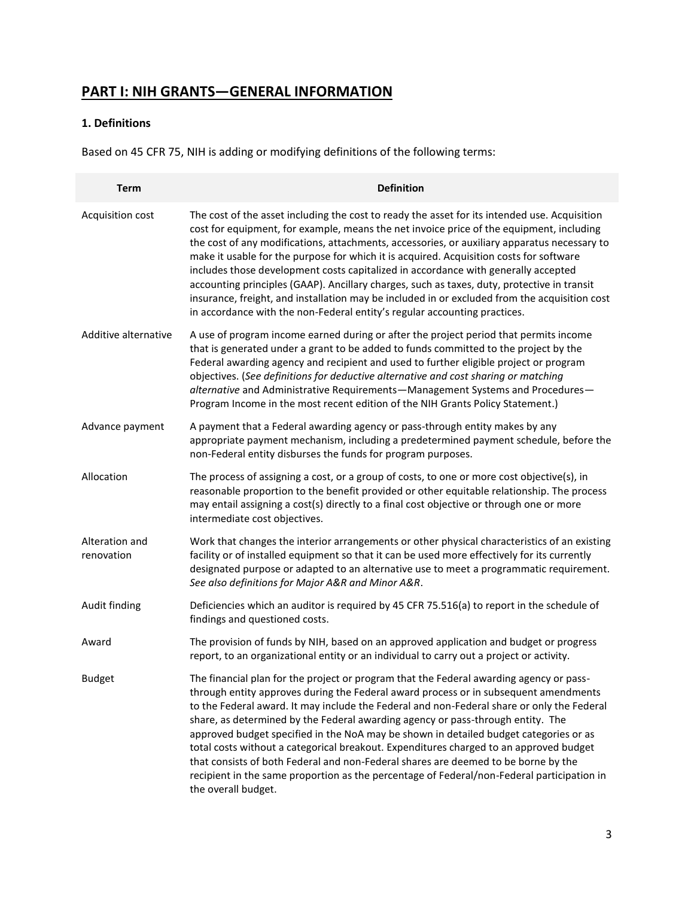## PART I: NIH GRANTS—GENERAL INFORMATION

### 1. Definitions

Based on 45 CFR 75, NIH is adding or modifying definitions of the following terms:

| Term | Definition |
| --- | --- |
| Acquisition cost | The cost of the asset including the cost to ready the asset for its intended use. Acquisition cost for equipment, for example, means the net invoice price of the equipment, including the cost of any modifications, attachments, accessories, or auxiliary apparatus necessary to make it usable for the purpose for which it is acquired. Acquisition costs for software includes those development costs capitalized in accordance with generally accepted accounting principles (GAAP). Ancillary charges, such as taxes, duty, protective in transit insurance, freight, and installation may be included in or excluded from the acquisition cost in accordance with the non-Federal entity's regular accounting practices. |
| Additive alternative | A use of program income earned during or after the project period that permits income that is generated under a grant to be added to funds committed to the project by the Federal awarding agency and recipient and used to further eligible project or program objectives. (*See definitions for deductive alternative and cost sharing or matching alternative* and Administrative Requirements—Management Systems and Procedures—Program Income in the most recent edition of the NIH Grants Policy Statement.) |
| Advance payment | A payment that a Federal awarding agency or pass-through entity makes by any appropriate payment mechanism, including a predetermined payment schedule, before the non-Federal entity disburses the funds for program purposes. |
| Allocation | The process of assigning a cost, or a group of costs, to one or more cost objective(s), in reasonable proportion to the benefit provided or other equitable relationship. The process may entail assigning a cost(s) directly to a final cost objective or through one or more intermediate cost objectives. |
| Alteration and renovation | Work that changes the interior arrangements or other physical characteristics of an existing facility or of installed equipment so that it can be used more effectively for its currently designated purpose or adapted to an alternative use to meet a programmatic requirement. *See also definitions for Major A&R and Minor A&R*. |
| Audit finding | Deficiencies which an auditor is required by 45 CFR 75.516(a) to report in the schedule of findings and questioned costs. |
| Award | The provision of funds by NIH, based on an approved application and budget or progress report, to an organizational entity or an individual to carry out a project or activity. |
| Budget | The financial plan for the project or program that the Federal awarding agency or pass-through entity approves during the Federal award process or in subsequent amendments to the Federal award. It may include the Federal and non-Federal share or only the Federal share, as determined by the Federal awarding agency or pass-through entity. The approved budget specified in the NoA may be shown in detailed budget categories or as total costs without a categorical breakout. Expenditures charged to an approved budget that consists of both Federal and non-Federal shares are deemed to be borne by the recipient in the same proportion as the percentage of Federal/non-Federal participation in the overall budget. |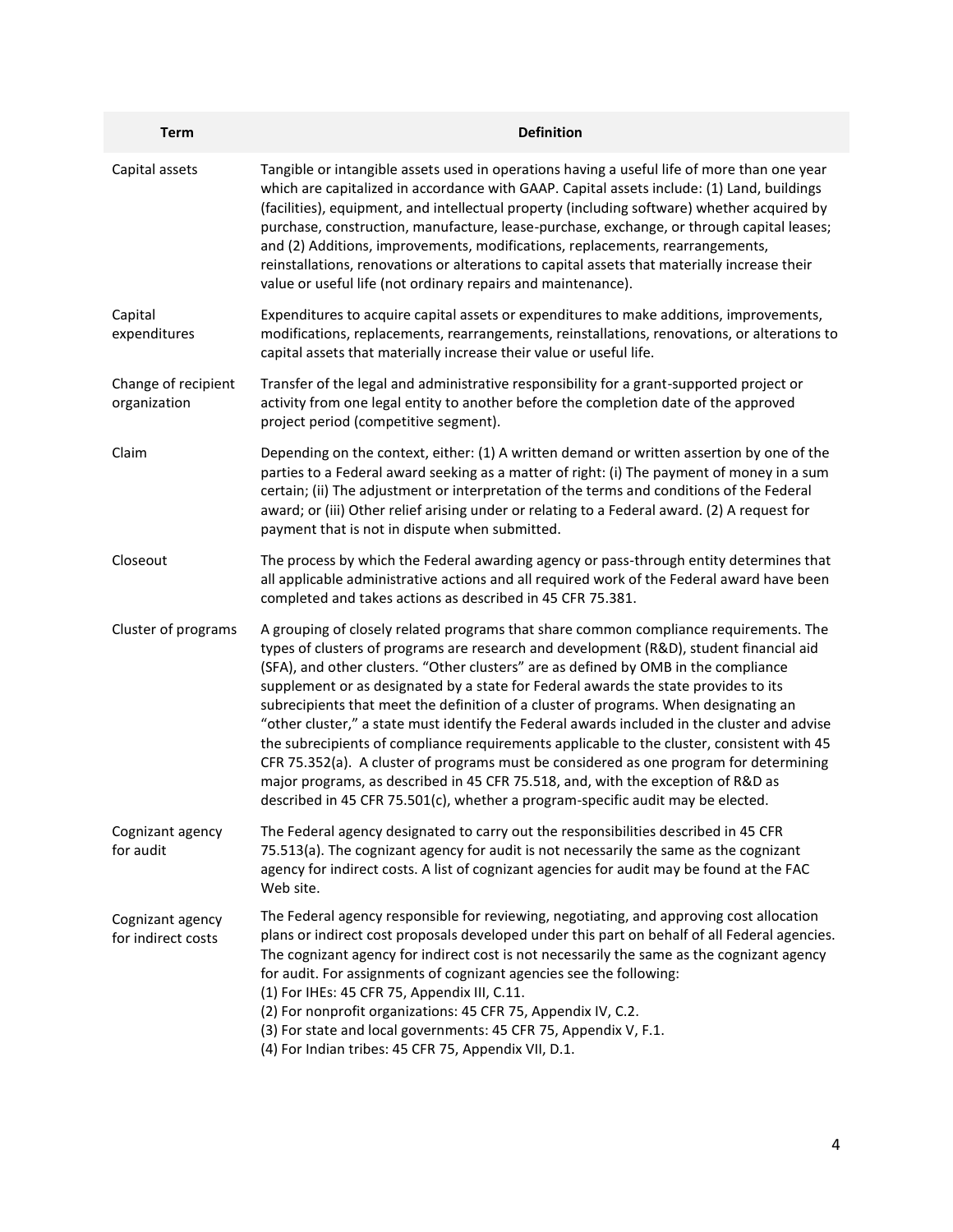| Term | Definition |
|---|---|
| Capital assets | Tangible or intangible assets used in operations having a useful life of more than one year which are capitalized in accordance with GAAP. Capital assets include: (1) Land, buildings (facilities), equipment, and intellectual property (including software) whether acquired by purchase, construction, manufacture, lease-purchase, exchange, or through capital leases; and (2) Additions, improvements, modifications, replacements, rearrangements, reinstallations, renovations or alterations to capital assets that materially increase their value or useful life (not ordinary repairs and maintenance). |
| Capital expenditures | Expenditures to acquire capital assets or expenditures to make additions, improvements, modifications, replacements, rearrangements, reinstallations, renovations, or alterations to capital assets that materially increase their value or useful life. |
| Change of recipient organization | Transfer of the legal and administrative responsibility for a grant-supported project or activity from one legal entity to another before the completion date of the approved project period (competitive segment). |
| Claim | Depending on the context, either: (1) A written demand or written assertion by one of the parties to a Federal award seeking as a matter of right: (i) The payment of money in a sum certain; (ii) The adjustment or interpretation of the terms and conditions of the Federal award; or (iii) Other relief arising under or relating to a Federal award. (2) A request for payment that is not in dispute when submitted. |
| Closeout | The process by which the Federal awarding agency or pass-through entity determines that all applicable administrative actions and all required work of the Federal award have been completed and takes actions as described in 45 CFR 75.381. |
| Cluster of programs | A grouping of closely related programs that share common compliance requirements. The types of clusters of programs are research and development (R&D), student financial aid (SFA), and other clusters. "Other clusters" are as defined by OMB in the compliance supplement or as designated by a state for Federal awards the state provides to its subrecipients that meet the definition of a cluster of programs. When designating an "other cluster," a state must identify the Federal awards included in the cluster and advise the subrecipients of compliance requirements applicable to the cluster, consistent with 45 CFR 75.352(a). A cluster of programs must be considered as one program for determining major programs, as described in 45 CFR 75.518, and, with the exception of R&D as described in 45 CFR 75.501(c), whether a program-specific audit may be elected. |
| Cognizant agency for audit | The Federal agency designated to carry out the responsibilities described in 45 CFR 75.513(a). The cognizant agency for audit is not necessarily the same as the cognizant agency for indirect costs. A list of cognizant agencies for audit may be found at the FAC Web site. |
| Cognizant agency for indirect costs | The Federal agency responsible for reviewing, negotiating, and approving cost allocation plans or indirect cost proposals developed under this part on behalf of all Federal agencies. The cognizant agency for indirect cost is not necessarily the same as the cognizant agency for audit. For assignments of cognizant agencies see the following:<br>(1) For IHEs: 45 CFR 75, Appendix III, C.11.<br>(2) For nonprofit organizations: 45 CFR 75, Appendix IV, C.2.<br>(3) For state and local governments: 45 CFR 75, Appendix V, F.1.<br>(4) For Indian tribes: 45 CFR 75, Appendix VII, D.1. |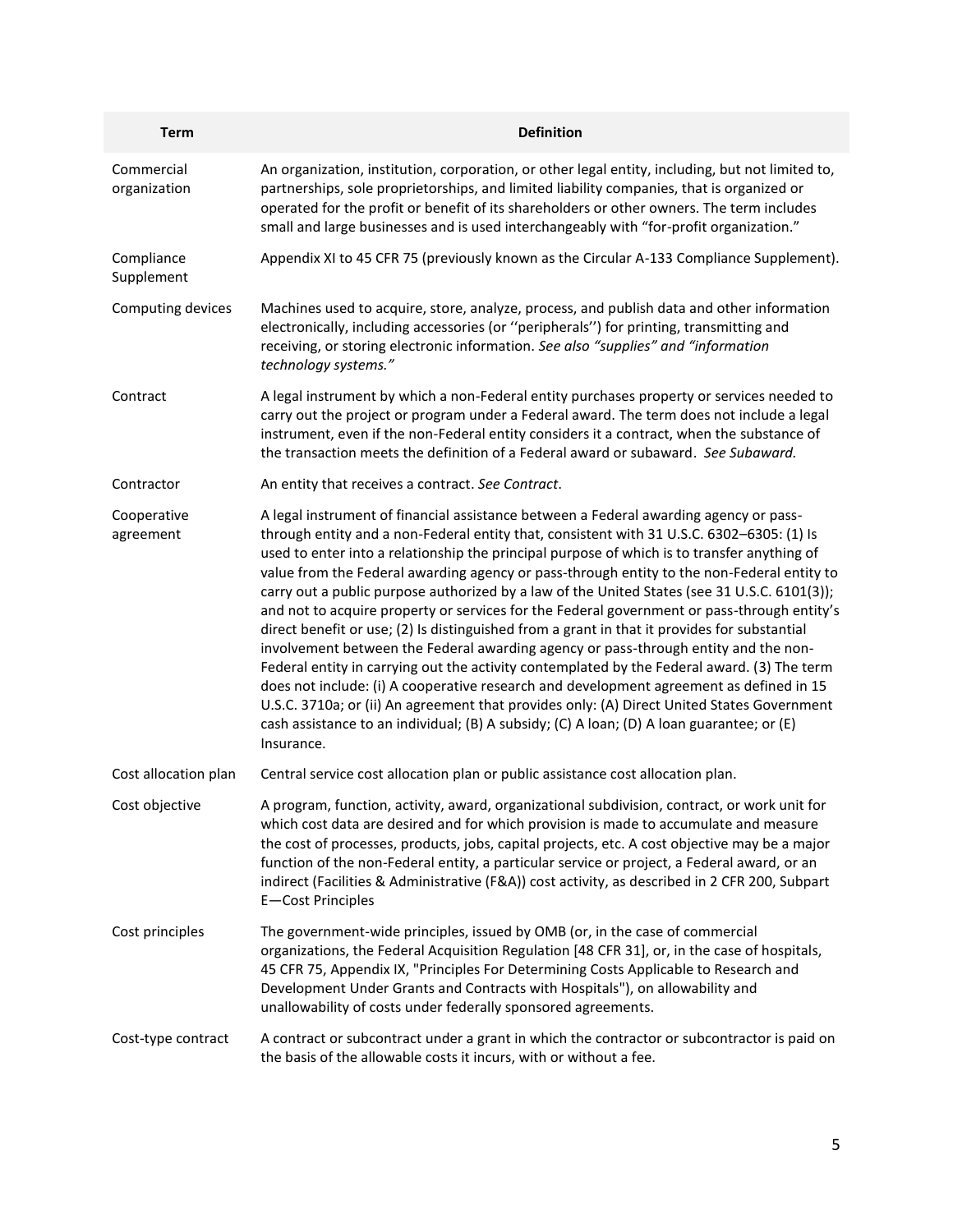| Term | Definition |
| --- | --- |
| Commercial organization | An organization, institution, corporation, or other legal entity, including, but not limited to, partnerships, sole proprietorships, and limited liability companies, that is organized or operated for the profit or benefit of its shareholders or other owners. The term includes small and large businesses and is used interchangeably with "for-profit organization." |
| Compliance Supplement | Appendix XI to 45 CFR 75 (previously known as the Circular A-133 Compliance Supplement). |
| Computing devices | Machines used to acquire, store, analyze, process, and publish data and other information electronically, including accessories (or ''peripherals'') for printing, transmitting and receiving, or storing electronic information. *See also "supplies" and "information technology systems."* |
| Contract | A legal instrument by which a non-Federal entity purchases property or services needed to carry out the project or program under a Federal award. The term does not include a legal instrument, even if the non-Federal entity considers it a contract, when the substance of the transaction meets the definition of a Federal award or subaward. *See Subaward.* |
| Contractor | An entity that receives a contract. *See Contract*. |
| Cooperative agreement | A legal instrument of financial assistance between a Federal awarding agency or pass-through entity and a non-Federal entity that, consistent with 31 U.S.C. 6302–6305: (1) Is used to enter into a relationship the principal purpose of which is to transfer anything of value from the Federal awarding agency or pass-through entity to the non-Federal entity to carry out a public purpose authorized by a law of the United States (see 31 U.S.C. 6101(3)); and not to acquire property or services for the Federal government or pass-through entity's direct benefit or use; (2) Is distinguished from a grant in that it provides for substantial involvement between the Federal awarding agency or pass-through entity and the non-Federal entity in carrying out the activity contemplated by the Federal award. (3) The term does not include: (i) A cooperative research and development agreement as defined in 15 U.S.C. 3710a; or (ii) An agreement that provides only: (A) Direct United States Government cash assistance to an individual; (B) A subsidy; (C) A loan; (D) A loan guarantee; or (E) Insurance. |
| Cost allocation plan | Central service cost allocation plan or public assistance cost allocation plan. |
| Cost objective | A program, function, activity, award, organizational subdivision, contract, or work unit for which cost data are desired and for which provision is made to accumulate and measure the cost of processes, products, jobs, capital projects, etc. A cost objective may be a major function of the non-Federal entity, a particular service or project, a Federal award, or an indirect (Facilities & Administrative (F&A)) cost activity, as described in 2 CFR 200, Subpart E—Cost Principles |
| Cost principles | The government-wide principles, issued by OMB (or, in the case of commercial organizations, the Federal Acquisition Regulation [48 CFR 31], or, in the case of hospitals, 45 CFR 75, Appendix IX, "Principles For Determining Costs Applicable to Research and Development Under Grants and Contracts with Hospitals"), on allowability and unallowability of costs under federally sponsored agreements. |
| Cost-type contract | A contract or subcontract under a grant in which the contractor or subcontractor is paid on the basis of the allowable costs it incurs, with or without a fee. |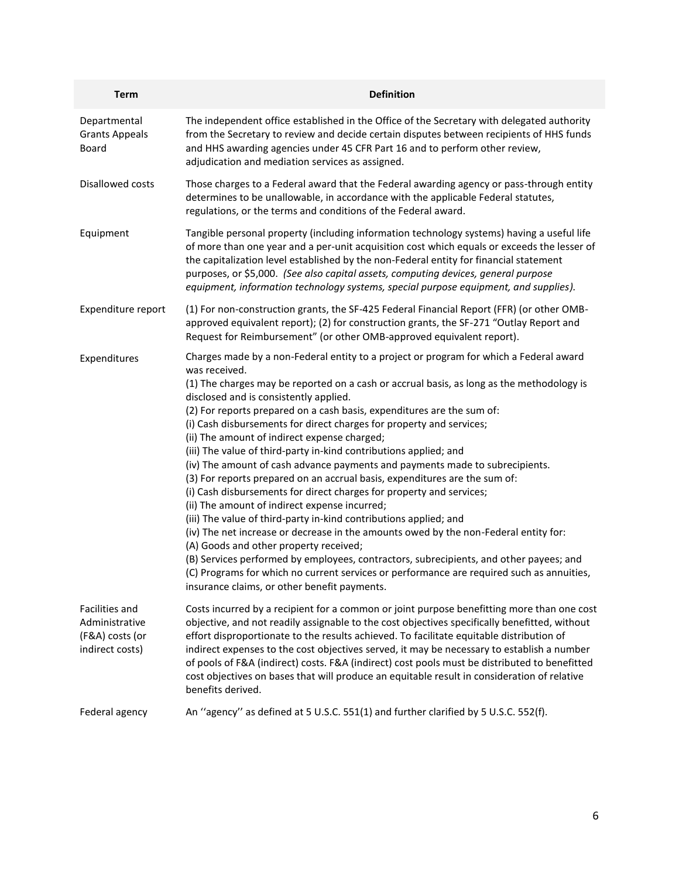| Term | Definition |
| --- | --- |
| Departmental Grants Appeals Board | The independent office established in the Office of the Secretary with delegated authority from the Secretary to review and decide certain disputes between recipients of HHS funds and HHS awarding agencies under 45 CFR Part 16 and to perform other review, adjudication and mediation services as assigned. |
| Disallowed costs | Those charges to a Federal award that the Federal awarding agency or pass-through entity determines to be unallowable, in accordance with the applicable Federal statutes, regulations, or the terms and conditions of the Federal award. |
| Equipment | Tangible personal property (including information technology systems) having a useful life of more than one year and a per-unit acquisition cost which equals or exceeds the lesser of the capitalization level established by the non-Federal entity for financial statement purposes, or $5,000. *(See also capital assets, computing devices, general purpose equipment, information technology systems, special purpose equipment, and supplies).* |
| Expenditure report | (1) For non-construction grants, the SF-425 Federal Financial Report (FFR) (or other OMB-approved equivalent report); (2) for construction grants, the SF-271 "Outlay Report and Request for Reimbursement" (or other OMB-approved equivalent report). |
| Expenditures | Charges made by a non-Federal entity to a project or program for which a Federal award was received.<br>(1) The charges may be reported on a cash or accrual basis, as long as the methodology is disclosed and is consistently applied.<br>(2) For reports prepared on a cash basis, expenditures are the sum of:<br>(i) Cash disbursements for direct charges for property and services;<br>(ii) The amount of indirect expense charged;<br>(iii) The value of third-party in-kind contributions applied; and<br>(iv) The amount of cash advance payments and payments made to subrecipients.<br>(3) For reports prepared on an accrual basis, expenditures are the sum of:<br>(i) Cash disbursements for direct charges for property and services;<br>(ii) The amount of indirect expense incurred;<br>(iii) The value of third-party in-kind contributions applied; and<br>(iv) The net increase or decrease in the amounts owed by the non-Federal entity for:<br>(A) Goods and other property received;<br>(B) Services performed by employees, contractors, subrecipients, and other payees; and<br>(C) Programs for which no current services or performance are required such as annuities, insurance claims, or other benefit payments. |
| Facilities and Administrative (F&A) costs (or indirect costs) | Costs incurred by a recipient for a common or joint purpose benefitting more than one cost objective, and not readily assignable to the cost objectives specifically benefitted, without effort disproportionate to the results achieved. To facilitate equitable distribution of indirect expenses to the cost objectives served, it may be necessary to establish a number of pools of F&A (indirect) costs. F&A (indirect) cost pools must be distributed to benefitted cost objectives on bases that will produce an equitable result in consideration of relative benefits derived. |
| Federal agency | An ''agency'' as defined at 5 U.S.C. 551(1) and further clarified by 5 U.S.C. 552(f). |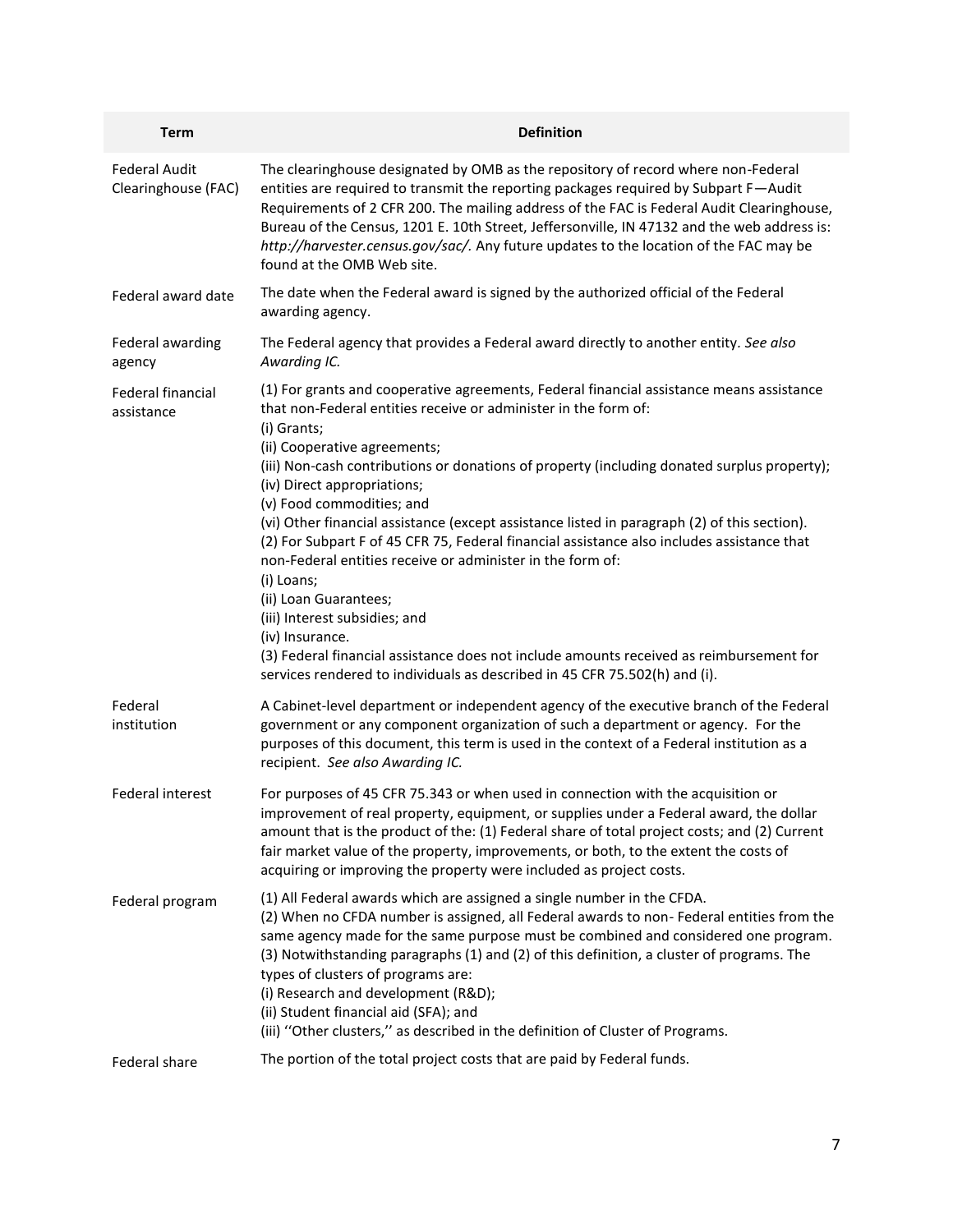| Term | Definition |
| --- | --- |
| Federal Audit Clearinghouse (FAC) | The clearinghouse designated by OMB as the repository of record where non-Federal entities are required to transmit the reporting packages required by Subpart F—Audit Requirements of 2 CFR 200. The mailing address of the FAC is Federal Audit Clearinghouse, Bureau of the Census, 1201 E. 10th Street, Jeffersonville, IN 47132 and the web address is: *http://harvester.census.gov/sac/.* Any future updates to the location of the FAC may be found at the OMB Web site. |
| Federal award date | The date when the Federal award is signed by the authorized official of the Federal awarding agency. |
| Federal awarding agency | The Federal agency that provides a Federal award directly to another entity. *See also Awarding IC.* |
| Federal financial assistance | (1) For grants and cooperative agreements, Federal financial assistance means assistance that non-Federal entities receive or administer in the form of:<br>(i) Grants;<br>(ii) Cooperative agreements;<br>(iii) Non-cash contributions or donations of property (including donated surplus property);<br>(iv) Direct appropriations;<br>(v) Food commodities; and<br>(vi) Other financial assistance (except assistance listed in paragraph (2) of this section).<br>(2) For Subpart F of 45 CFR 75, Federal financial assistance also includes assistance that non-Federal entities receive or administer in the form of:<br>(i) Loans;<br>(ii) Loan Guarantees;<br>(iii) Interest subsidies; and<br>(iv) Insurance.<br>(3) Federal financial assistance does not include amounts received as reimbursement for services rendered to individuals as described in 45 CFR 75.502(h) and (i). |
| Federal institution | A Cabinet-level department or independent agency of the executive branch of the Federal government or any component organization of such a department or agency. For the purposes of this document, this term is used in the context of a Federal institution as a recipient. *See also Awarding IC.* |
| Federal interest | For purposes of 45 CFR 75.343 or when used in connection with the acquisition or improvement of real property, equipment, or supplies under a Federal award, the dollar amount that is the product of the: (1) Federal share of total project costs; and (2) Current fair market value of the property, improvements, or both, to the extent the costs of acquiring or improving the property were included as project costs. |
| Federal program | (1) All Federal awards which are assigned a single number in the CFDA.<br>(2) When no CFDA number is assigned, all Federal awards to non- Federal entities from the same agency made for the same purpose must be combined and considered one program.<br>(3) Notwithstanding paragraphs (1) and (2) of this definition, a cluster of programs. The types of clusters of programs are:<br>(i) Research and development (R&D);<br>(ii) Student financial aid (SFA); and<br>(iii) ''Other clusters,'' as described in the definition of Cluster of Programs. |
| Federal share | The portion of the total project costs that are paid by Federal funds. |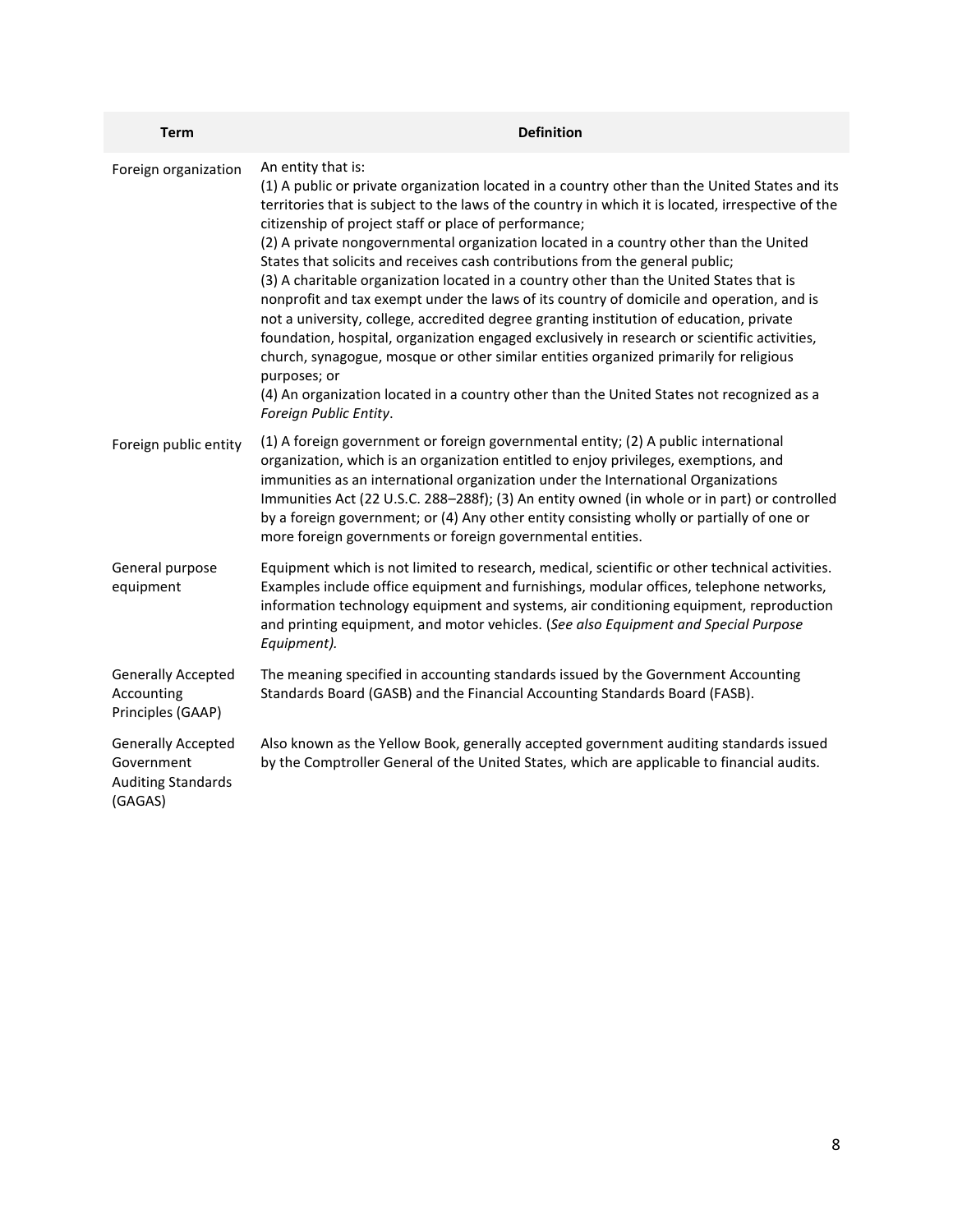| Term | Definition |
|---|---|
| Foreign organization | An entity that is:<br>(1) A public or private organization located in a country other than the United States and its territories that is subject to the laws of the country in which it is located, irrespective of the citizenship of project staff or place of performance;<br>(2) A private nongovernmental organization located in a country other than the United States that solicits and receives cash contributions from the general public;<br>(3) A charitable organization located in a country other than the United States that is nonprofit and tax exempt under the laws of its country of domicile and operation, and is not a university, college, accredited degree granting institution of education, private foundation, hospital, organization engaged exclusively in research or scientific activities, church, synagogue, mosque or other similar entities organized primarily for religious purposes; or<br>(4) An organization located in a country other than the United States not recognized as a *Foreign Public Entity*. |
| Foreign public entity | (1) A foreign government or foreign governmental entity; (2) A public international organization, which is an organization entitled to enjoy privileges, exemptions, and immunities as an international organization under the International Organizations Immunities Act (22 U.S.C. 288–288f); (3) An entity owned (in whole or in part) or controlled by a foreign government; or (4) Any other entity consisting wholly or partially of one or more foreign governments or foreign governmental entities. |
| General purpose equipment | Equipment which is not limited to research, medical, scientific or other technical activities. Examples include office equipment and furnishings, modular offices, telephone networks, information technology equipment and systems, air conditioning equipment, reproduction and printing equipment, and motor vehicles. (*See also Equipment and Special Purpose Equipment).* |
| Generally Accepted Accounting Principles (GAAP) | The meaning specified in accounting standards issued by the Government Accounting Standards Board (GASB) and the Financial Accounting Standards Board (FASB). |
| Generally Accepted Government Auditing Standards (GAGAS) | Also known as the Yellow Book, generally accepted government auditing standards issued by the Comptroller General of the United States, which are applicable to financial audits. |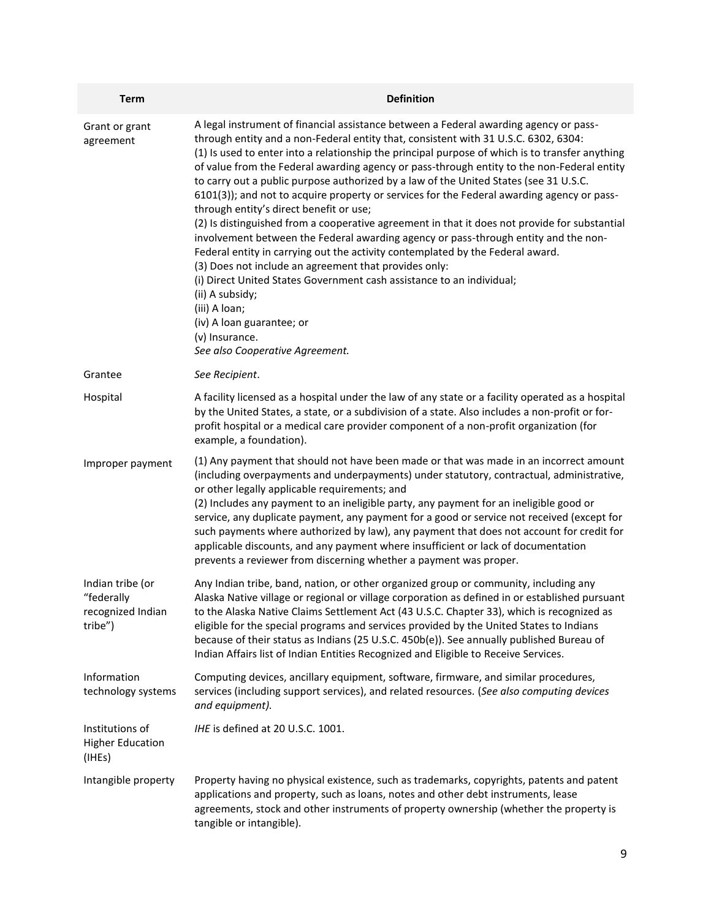| Term | Definition |
|---|---|
| Grant or grant agreement | A legal instrument of financial assistance between a Federal awarding agency or pass-through entity and a non-Federal entity that, consistent with 31 U.S.C. 6302, 6304:<br>(1) Is used to enter into a relationship the principal purpose of which is to transfer anything of value from the Federal awarding agency or pass-through entity to the non-Federal entity to carry out a public purpose authorized by a law of the United States (see 31 U.S.C. 6101(3)); and not to acquire property or services for the Federal awarding agency or pass-through entity's direct benefit or use;<br>(2) Is distinguished from a cooperative agreement in that it does not provide for substantial involvement between the Federal awarding agency or pass-through entity and the non-Federal entity in carrying out the activity contemplated by the Federal award.<br>(3) Does not include an agreement that provides only:<br>(i) Direct United States Government cash assistance to an individual;<br>(ii) A subsidy;<br>(iii) A loan;<br>(iv) A loan guarantee; or<br>(v) Insurance.<br>*See also Cooperative Agreement.* |
| Grantee | *See Recipient*. |
| Hospital | A facility licensed as a hospital under the law of any state or a facility operated as a hospital by the United States, a state, or a subdivision of a state. Also includes a non-profit or for-profit hospital or a medical care provider component of a non-profit organization (for example, a foundation). |
| Improper payment | (1) Any payment that should not have been made or that was made in an incorrect amount (including overpayments and underpayments) under statutory, contractual, administrative, or other legally applicable requirements; and<br>(2) Includes any payment to an ineligible party, any payment for an ineligible good or service, any duplicate payment, any payment for a good or service not received (except for such payments where authorized by law), any payment that does not account for credit for applicable discounts, and any payment where insufficient or lack of documentation prevents a reviewer from discerning whether a payment was proper. |
| Indian tribe (or "federally recognized Indian tribe") | Any Indian tribe, band, nation, or other organized group or community, including any Alaska Native village or regional or village corporation as defined in or established pursuant to the Alaska Native Claims Settlement Act (43 U.S.C. Chapter 33), which is recognized as eligible for the special programs and services provided by the United States to Indians because of their status as Indians (25 U.S.C. 450b(e)). See annually published Bureau of Indian Affairs list of Indian Entities Recognized and Eligible to Receive Services. |
| Information technology systems | Computing devices, ancillary equipment, software, firmware, and similar procedures, services (including support services), and related resources. (*See also computing devices and equipment).* |
| Institutions of Higher Education (IHEs) | *IHE* is defined at 20 U.S.C. 1001. |
| Intangible property | Property having no physical existence, such as trademarks, copyrights, patents and patent applications and property, such as loans, notes and other debt instruments, lease agreements, stock and other instruments of property ownership (whether the property is tangible or intangible). |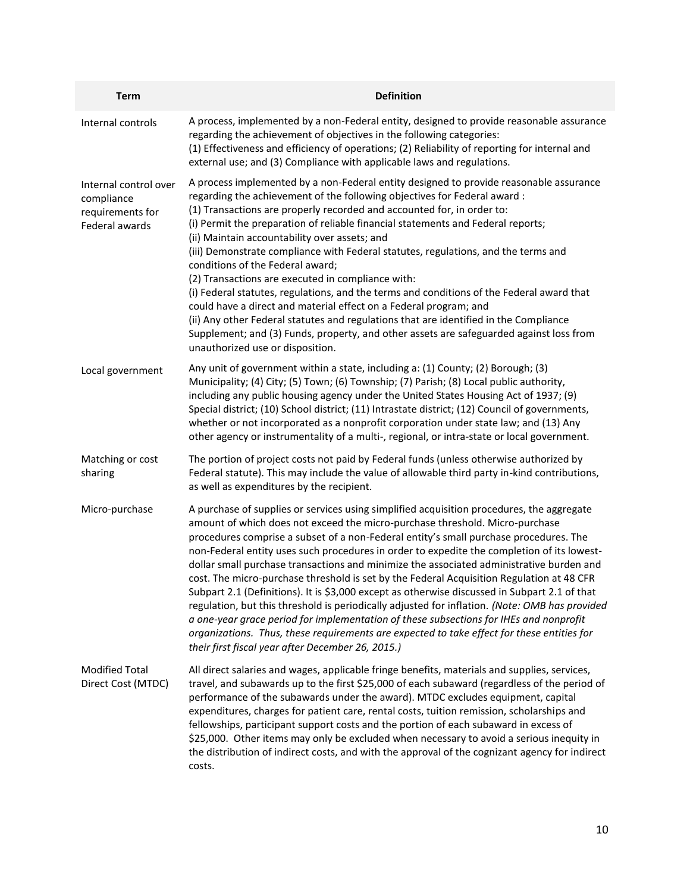| Term | Definition |
|---|---|
| Internal controls | A process, implemented by a non-Federal entity, designed to provide reasonable assurance regarding the achievement of objectives in the following categories: (1) Effectiveness and efficiency of operations; (2) Reliability of reporting for internal and external use; and (3) Compliance with applicable laws and regulations. |
| Internal control over compliance requirements for Federal awards | A process implemented by a non-Federal entity designed to provide reasonable assurance regarding the achievement of the following objectives for Federal award : (1) Transactions are properly recorded and accounted for, in order to: (i) Permit the preparation of reliable financial statements and Federal reports; (ii) Maintain accountability over assets; and (iii) Demonstrate compliance with Federal statutes, regulations, and the terms and conditions of the Federal award; (2) Transactions are executed in compliance with: (i) Federal statutes, regulations, and the terms and conditions of the Federal award that could have a direct and material effect on a Federal program; and (ii) Any other Federal statutes and regulations that are identified in the Compliance Supplement; and (3) Funds, property, and other assets are safeguarded against loss from unauthorized use or disposition. |
| Local government | Any unit of government within a state, including a: (1) County; (2) Borough; (3) Municipality; (4) City; (5) Town; (6) Township; (7) Parish; (8) Local public authority, including any public housing agency under the United States Housing Act of 1937; (9) Special district; (10) School district; (11) Intrastate district; (12) Council of governments, whether or not incorporated as a nonprofit corporation under state law; and (13) Any other agency or instrumentality of a multi-, regional, or intra-state or local government. |
| Matching or cost sharing | The portion of project costs not paid by Federal funds (unless otherwise authorized by Federal statute). This may include the value of allowable third party in-kind contributions, as well as expenditures by the recipient. |
| Micro-purchase | A purchase of supplies or services using simplified acquisition procedures, the aggregate amount of which does not exceed the micro-purchase threshold. Micro-purchase procedures comprise a subset of a non-Federal entity's small purchase procedures. The non-Federal entity uses such procedures in order to expedite the completion of its lowest-dollar small purchase transactions and minimize the associated administrative burden and cost. The micro-purchase threshold is set by the Federal Acquisition Regulation at 48 CFR Subpart 2.1 (Definitions). It is $3,000 except as otherwise discussed in Subpart 2.1 of that regulation, but this threshold is periodically adjusted for inflation. *(Note: OMB has provided a one-year grace period for implementation of these subsections for IHEs and nonprofit organizations. Thus, these requirements are expected to take effect for these entities for their first fiscal year after December 26, 2015.)* |
| Modified Total Direct Cost (MTDC) | All direct salaries and wages, applicable fringe benefits, materials and supplies, services, travel, and subawards up to the first $25,000 of each subaward (regardless of the period of performance of the subawards under the award). MTDC excludes equipment, capital expenditures, charges for patient care, rental costs, tuition remission, scholarships and fellowships, participant support costs and the portion of each subaward in excess of $25,000. Other items may only be excluded when necessary to avoid a serious inequity in the distribution of indirect costs, and with the approval of the cognizant agency for indirect costs. |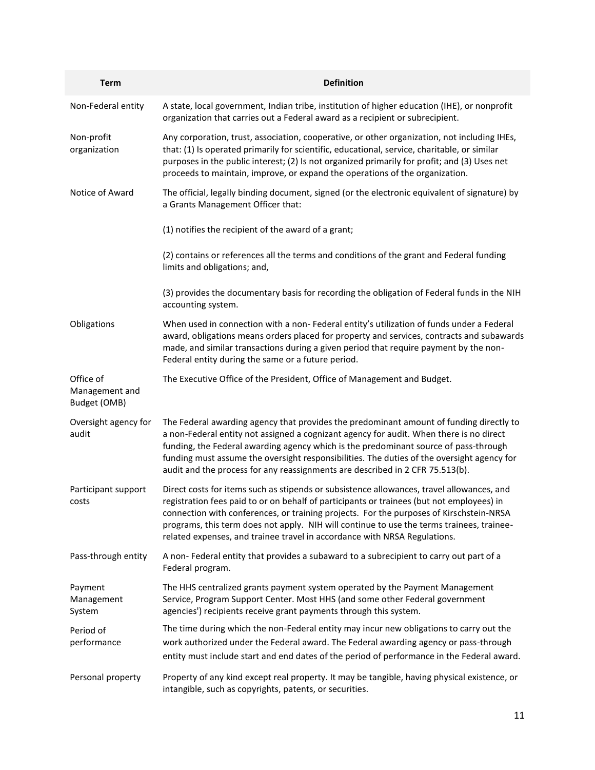| Term | Definition |
|---|---|
| Non-Federal entity | A state, local government, Indian tribe, institution of higher education (IHE), or nonprofit organization that carries out a Federal award as a recipient or subrecipient. |
| Non-profit organization | Any corporation, trust, association, cooperative, or other organization, not including IHEs, that: (1) Is operated primarily for scientific, educational, service, charitable, or similar purposes in the public interest; (2) Is not organized primarily for profit; and (3) Uses net proceeds to maintain, improve, or expand the operations of the organization. |
| Notice of Award | The official, legally binding document, signed (or the electronic equivalent of signature) by a Grants Management Officer that: (1) notifies the recipient of the award of a grant; (2) contains or references all the terms and conditions of the grant and Federal funding limits and obligations; and, (3) provides the documentary basis for recording the obligation of Federal funds in the NIH accounting system. |
| Obligations | When used in connection with a non- Federal entity's utilization of funds under a Federal award, obligations means orders placed for property and services, contracts and subawards made, and similar transactions during a given period that require payment by the non-Federal entity during the same or a future period. |
| Office of Management and Budget (OMB) | The Executive Office of the President, Office of Management and Budget. |
| Oversight agency for audit | The Federal awarding agency that provides the predominant amount of funding directly to a non-Federal entity not assigned a cognizant agency for audit. When there is no direct funding, the Federal awarding agency which is the predominant source of pass-through funding must assume the oversight responsibilities. The duties of the oversight agency for audit and the process for any reassignments are described in 2 CFR 75.513(b). |
| Participant support costs | Direct costs for items such as stipends or subsistence allowances, travel allowances, and registration fees paid to or on behalf of participants or trainees (but not employees) in connection with conferences, or training projects. For the purposes of Kirschstein-NRSA programs, this term does not apply. NIH will continue to use the terms trainees, trainee-related expenses, and trainee travel in accordance with NRSA Regulations. |
| Pass-through entity | A non- Federal entity that provides a subaward to a subrecipient to carry out part of a Federal program. |
| Payment Management System | The HHS centralized grants payment system operated by the Payment Management Service, Program Support Center. Most HHS (and some other Federal government agencies') recipients receive grant payments through this system. |
| Period of performance | The time during which the non-Federal entity may incur new obligations to carry out the work authorized under the Federal award. The Federal awarding agency or pass-through entity must include start and end dates of the period of performance in the Federal award. |
| Personal property | Property of any kind except real property. It may be tangible, having physical existence, or intangible, such as copyrights, patents, or securities. |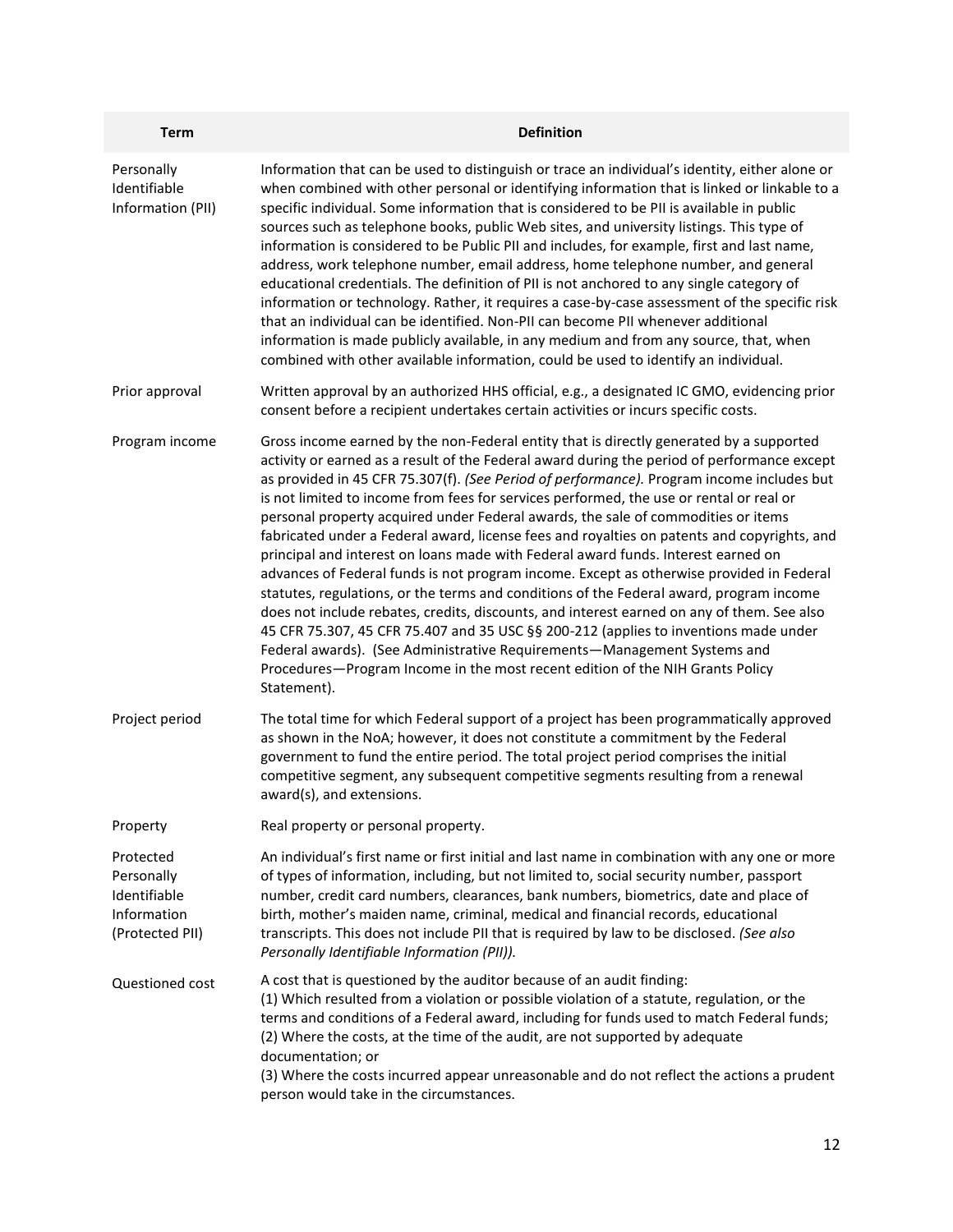| Term | Definition |
| --- | --- |
| Personally Identifiable Information (PII) | Information that can be used to distinguish or trace an individual's identity, either alone or when combined with other personal or identifying information that is linked or linkable to a specific individual. Some information that is considered to be PII is available in public sources such as telephone books, public Web sites, and university listings. This type of information is considered to be Public PII and includes, for example, first and last name, address, work telephone number, email address, home telephone number, and general educational credentials. The definition of PII is not anchored to any single category of information or technology. Rather, it requires a case-by-case assessment of the specific risk that an individual can be identified. Non-PII can become PII whenever additional information is made publicly available, in any medium and from any source, that, when combined with other available information, could be used to identify an individual. |
| Prior approval | Written approval by an authorized HHS official, e.g., a designated IC GMO, evidencing prior consent before a recipient undertakes certain activities or incurs specific costs. |
| Program income | Gross income earned by the non-Federal entity that is directly generated by a supported activity or earned as a result of the Federal award during the period of performance except as provided in 45 CFR 75.307(f). *(See Period of performance).* Program income includes but is not limited to income from fees for services performed, the use or rental or real or personal property acquired under Federal awards, the sale of commodities or items fabricated under a Federal award, license fees and royalties on patents and copyrights, and principal and interest on loans made with Federal award funds. Interest earned on advances of Federal funds is not program income. Except as otherwise provided in Federal statutes, regulations, or the terms and conditions of the Federal award, program income does not include rebates, credits, discounts, and interest earned on any of them. See also 45 CFR 75.307, 45 CFR 75.407 and 35 USC §§ 200-212 (applies to inventions made under Federal awards). (See Administrative Requirements—Management Systems and Procedures—Program Income in the most recent edition of the NIH Grants Policy Statement). |
| Project period | The total time for which Federal support of a project has been programmatically approved as shown in the NoA; however, it does not constitute a commitment by the Federal government to fund the entire period. The total project period comprises the initial competitive segment, any subsequent competitive segments resulting from a renewal award(s), and extensions. |
| Property | Real property or personal property. |
| Protected Personally Identifiable Information (Protected PII) | An individual's first name or first initial and last name in combination with any one or more of types of information, including, but not limited to, social security number, passport number, credit card numbers, clearances, bank numbers, biometrics, date and place of birth, mother's maiden name, criminal, medical and financial records, educational transcripts. This does not include PII that is required by law to be disclosed. *(See also Personally Identifiable Information (PII)).* |
| Questioned cost | A cost that is questioned by the auditor because of an audit finding:<br>(1) Which resulted from a violation or possible violation of a statute, regulation, or the terms and conditions of a Federal award, including for funds used to match Federal funds;<br>(2) Where the costs, at the time of the audit, are not supported by adequate documentation; or<br>(3) Where the costs incurred appear unreasonable and do not reflect the actions a prudent person would take in the circumstances. |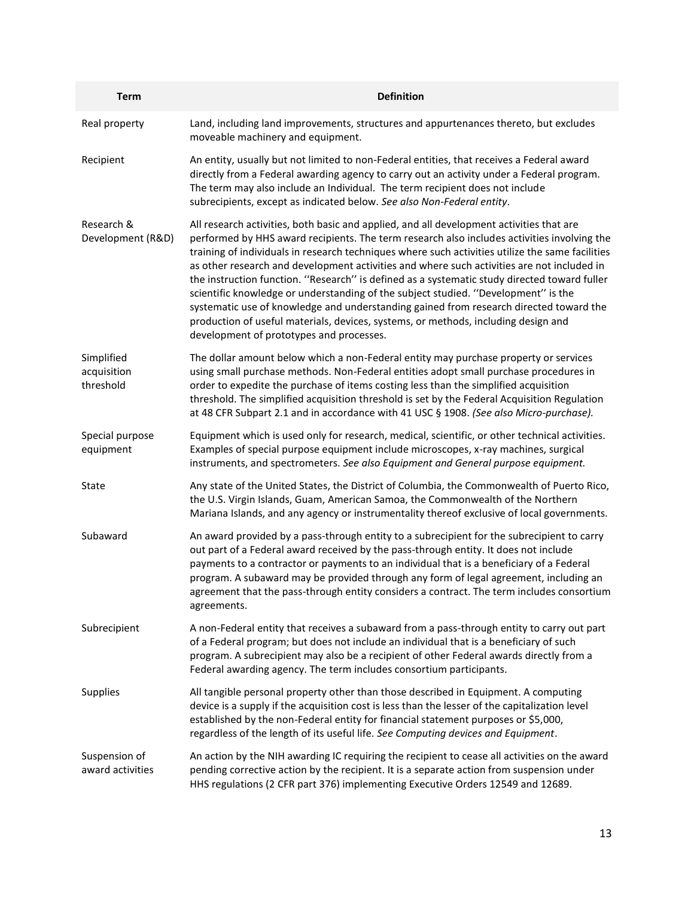| Term | Definition |
|---|---|
| Real property | Land, including land improvements, structures and appurtenances thereto, but excludes moveable machinery and equipment. |
| Recipient | An entity, usually but not limited to non-Federal entities, that receives a Federal award directly from a Federal awarding agency to carry out an activity under a Federal program. The term may also include an Individual. The term recipient does not include subrecipients, except as indicated below. *See also Non-Federal entity*. |
| Research & Development (R&D) | All research activities, both basic and applied, and all development activities that are performed by HHS award recipients. The term research also includes activities involving the training of individuals in research techniques where such activities utilize the same facilities as other research and development activities and where such activities are not included in the instruction function. ''Research'' is defined as a systematic study directed toward fuller scientific knowledge or understanding of the subject studied. ''Development'' is the systematic use of knowledge and understanding gained from research directed toward the production of useful materials, devices, systems, or methods, including design and development of prototypes and processes. |
| Simplified acquisition threshold | The dollar amount below which a non-Federal entity may purchase property or services using small purchase methods. Non-Federal entities adopt small purchase procedures in order to expedite the purchase of items costing less than the simplified acquisition threshold. The simplified acquisition threshold is set by the Federal Acquisition Regulation at 48 CFR Subpart 2.1 and in accordance with 41 USC § 1908. *(See also Micro-purchase).* |
| Special purpose equipment | Equipment which is used only for research, medical, scientific, or other technical activities. Examples of special purpose equipment include microscopes, x-ray machines, surgical instruments, and spectrometers. *See also Equipment and General purpose equipment.* |
| State | Any state of the United States, the District of Columbia, the Commonwealth of Puerto Rico, the U.S. Virgin Islands, Guam, American Samoa, the Commonwealth of the Northern Mariana Islands, and any agency or instrumentality thereof exclusive of local governments. |
| Subaward | An award provided by a pass-through entity to a subrecipient for the subrecipient to carry out part of a Federal award received by the pass-through entity. It does not include payments to a contractor or payments to an individual that is a beneficiary of a Federal program. A subaward may be provided through any form of legal agreement, including an agreement that the pass-through entity considers a contract. The term includes consortium agreements. |
| Subrecipient | A non-Federal entity that receives a subaward from a pass-through entity to carry out part of a Federal program; but does not include an individual that is a beneficiary of such program. A subrecipient may also be a recipient of other Federal awards directly from a Federal awarding agency. The term includes consortium participants. |
| Supplies | All tangible personal property other than those described in Equipment. A computing device is a supply if the acquisition cost is less than the lesser of the capitalization level established by the non-Federal entity for financial statement purposes or $5,000, regardless of the length of its useful life. *See Computing devices and Equipment*. |
| Suspension of award activities | An action by the NIH awarding IC requiring the recipient to cease all activities on the award pending corrective action by the recipient. It is a separate action from suspension under HHS regulations (2 CFR part 376) implementing Executive Orders 12549 and 12689. |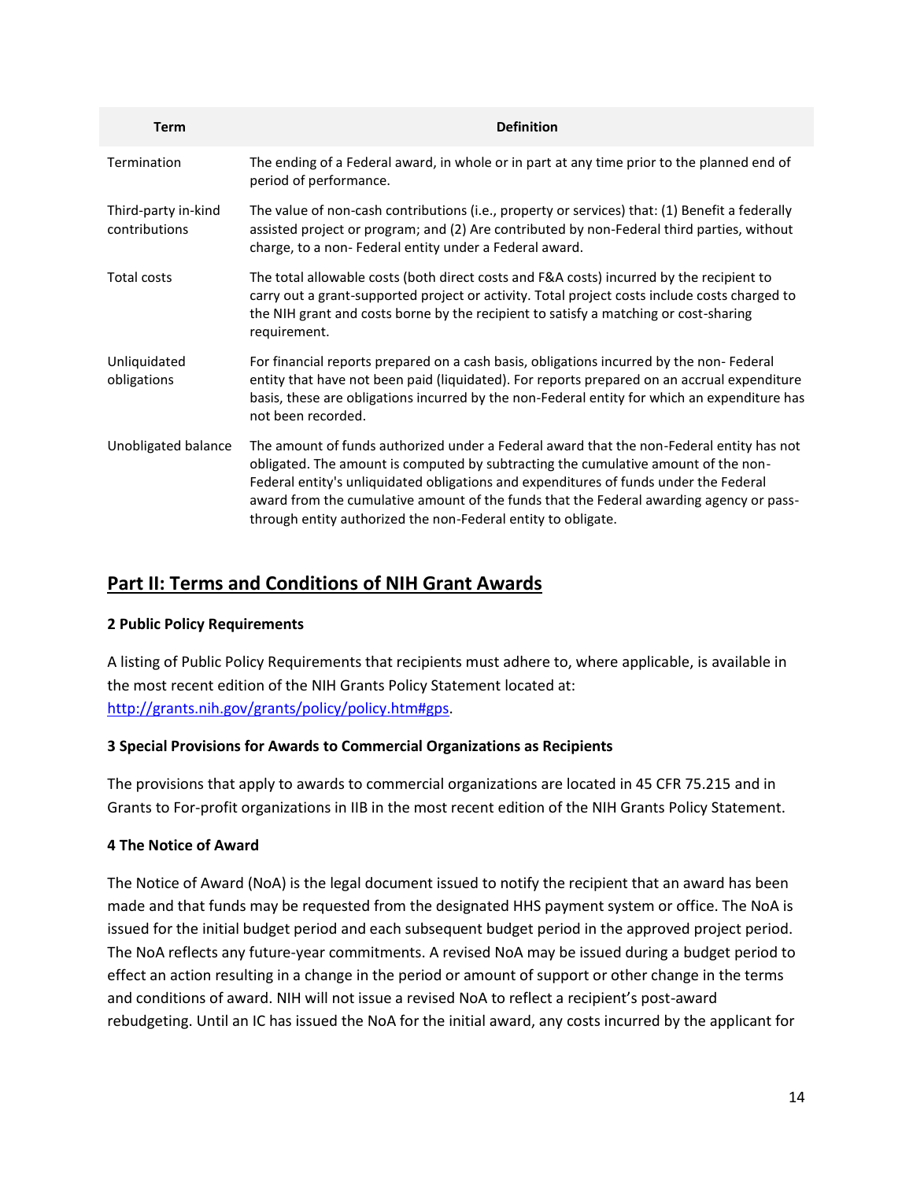| Term | Definition |
| --- | --- |
| Termination | The ending of a Federal award, in whole or in part at any time prior to the planned end of period of performance. |
| Third-party in-kind contributions | The value of non-cash contributions (i.e., property or services) that: (1) Benefit a federally assisted project or program; and (2) Are contributed by non-Federal third parties, without charge, to a non- Federal entity under a Federal award. |
| Total costs | The total allowable costs (both direct costs and F&A costs) incurred by the recipient to carry out a grant-supported project or activity. Total project costs include costs charged to the NIH grant and costs borne by the recipient to satisfy a matching or cost-sharing requirement. |
| Unliquidated obligations | For financial reports prepared on a cash basis, obligations incurred by the non- Federal entity that have not been paid (liquidated). For reports prepared on an accrual expenditure basis, these are obligations incurred by the non-Federal entity for which an expenditure has not been recorded. |
| Unobligated balance | The amount of funds authorized under a Federal award that the non-Federal entity has not obligated. The amount is computed by subtracting the cumulative amount of the non-Federal entity's unliquidated obligations and expenditures of funds under the Federal award from the cumulative amount of the funds that the Federal awarding agency or pass-through entity authorized the non-Federal entity to obligate. |

## Part II: Terms and Conditions of NIH Grant Awards

### 2 Public Policy Requirements

A listing of Public Policy Requirements that recipients must adhere to, where applicable, is available in the most recent edition of the NIH Grants Policy Statement located at: [http://grants.nih.gov/grants/policy/policy.htm#gps](http://grants.nih.gov/grants/policy/policy.htm#gps).

### 3 Special Provisions for Awards to Commercial Organizations as Recipients

The provisions that apply to awards to commercial organizations are located in 45 CFR 75.215 and in Grants to For-profit organizations in IIB in the most recent edition of the NIH Grants Policy Statement.

### 4 The Notice of Award

The Notice of Award (NoA) is the legal document issued to notify the recipient that an award has been made and that funds may be requested from the designated HHS payment system or office. The NoA is issued for the initial budget period and each subsequent budget period in the approved project period. The NoA reflects any future-year commitments. A revised NoA may be issued during a budget period to effect an action resulting in a change in the period or amount of support or other change in the terms and conditions of award. NIH will not issue a revised NoA to reflect a recipient's post-award rebudgeting. Until an IC has issued the NoA for the initial award, any costs incurred by the applicant for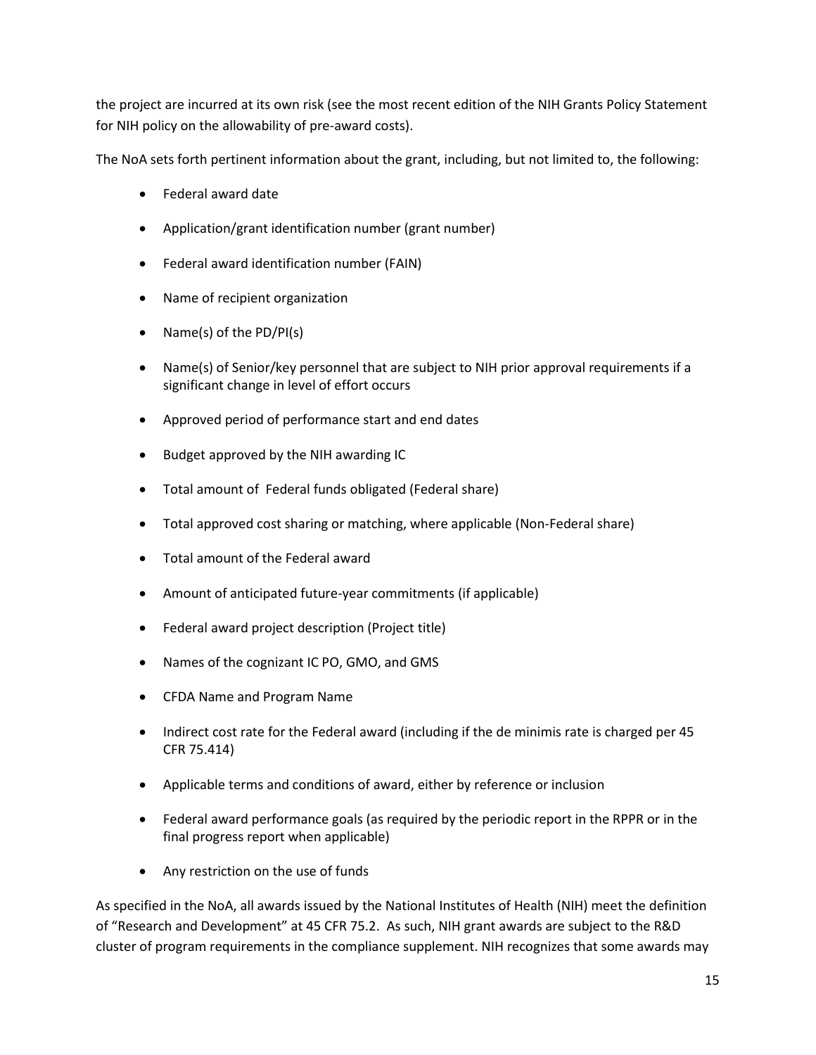the project are incurred at its own risk (see the most recent edition of the NIH Grants Policy Statement for NIH policy on the allowability of pre-award costs).

The NoA sets forth pertinent information about the grant, including, but not limited to, the following:

- Federal award date
- Application/grant identification number (grant number)
- Federal award identification number (FAIN)
- Name of recipient organization
- Name(s) of the PD/PI(s)
- Name(s) of Senior/key personnel that are subject to NIH prior approval requirements if a significant change in level of effort occurs
- Approved period of performance start and end dates
- Budget approved by the NIH awarding IC
- Total amount of Federal funds obligated (Federal share)
- Total approved cost sharing or matching, where applicable (Non-Federal share)
- Total amount of the Federal award
- Amount of anticipated future-year commitments (if applicable)
- Federal award project description (Project title)
- Names of the cognizant IC PO, GMO, and GMS
- CFDA Name and Program Name
- Indirect cost rate for the Federal award (including if the de minimis rate is charged per 45 CFR 75.414)
- Applicable terms and conditions of award, either by reference or inclusion
- Federal award performance goals (as required by the periodic report in the RPPR or in the final progress report when applicable)
- Any restriction on the use of funds

As specified in the NoA, all awards issued by the National Institutes of Health (NIH) meet the definition of "Research and Development" at 45 CFR 75.2. As such, NIH grant awards are subject to the R&D cluster of program requirements in the compliance supplement. NIH recognizes that some awards may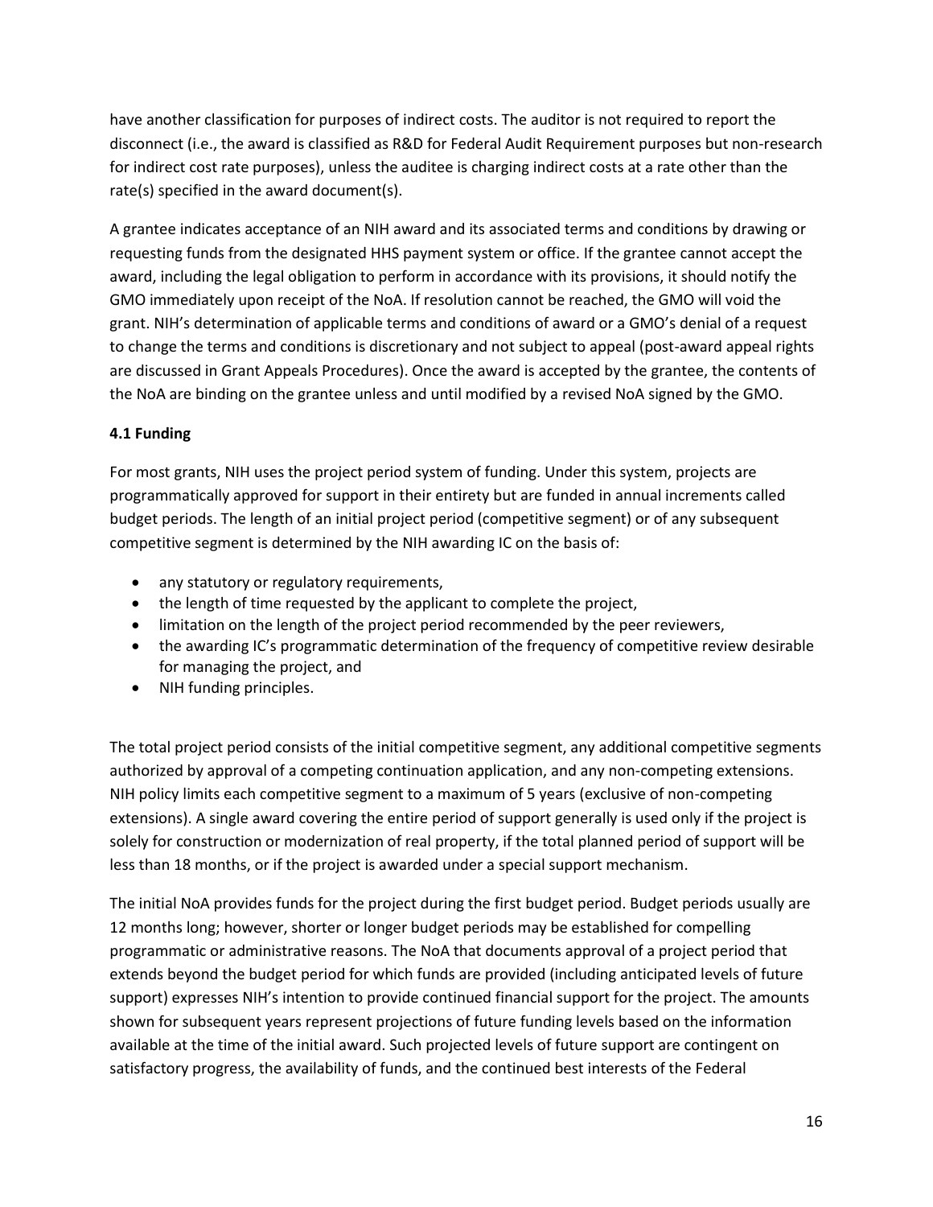have another classification for purposes of indirect costs. The auditor is not required to report the disconnect (i.e., the award is classified as R&D for Federal Audit Requirement purposes but non-research for indirect cost rate purposes), unless the auditee is charging indirect costs at a rate other than the rate(s) specified in the award document(s).

A grantee indicates acceptance of an NIH award and its associated terms and conditions by drawing or requesting funds from the designated HHS payment system or office. If the grantee cannot accept the award, including the legal obligation to perform in accordance with its provisions, it should notify the GMO immediately upon receipt of the NoA. If resolution cannot be reached, the GMO will void the grant. NIH's determination of applicable terms and conditions of award or a GMO's denial of a request to change the terms and conditions is discretionary and not subject to appeal (post-award appeal rights are discussed in Grant Appeals Procedures). Once the award is accepted by the grantee, the contents of the NoA are binding on the grantee unless and until modified by a revised NoA signed by the GMO.

### 4.1 Funding

For most grants, NIH uses the project period system of funding. Under this system, projects are programmatically approved for support in their entirety but are funded in annual increments called budget periods. The length of an initial project period (competitive segment) or of any subsequent competitive segment is determined by the NIH awarding IC on the basis of:

- any statutory or regulatory requirements,
- the length of time requested by the applicant to complete the project,
- limitation on the length of the project period recommended by the peer reviewers,
- the awarding IC's programmatic determination of the frequency of competitive review desirable for managing the project, and
- NIH funding principles.

The total project period consists of the initial competitive segment, any additional competitive segments authorized by approval of a competing continuation application, and any non-competing extensions. NIH policy limits each competitive segment to a maximum of 5 years (exclusive of non-competing extensions). A single award covering the entire period of support generally is used only if the project is solely for construction or modernization of real property, if the total planned period of support will be less than 18 months, or if the project is awarded under a special support mechanism.

The initial NoA provides funds for the project during the first budget period. Budget periods usually are 12 months long; however, shorter or longer budget periods may be established for compelling programmatic or administrative reasons. The NoA that documents approval of a project period that extends beyond the budget period for which funds are provided (including anticipated levels of future support) expresses NIH's intention to provide continued financial support for the project. The amounts shown for subsequent years represent projections of future funding levels based on the information available at the time of the initial award. Such projected levels of future support are contingent on satisfactory progress, the availability of funds, and the continued best interests of the Federal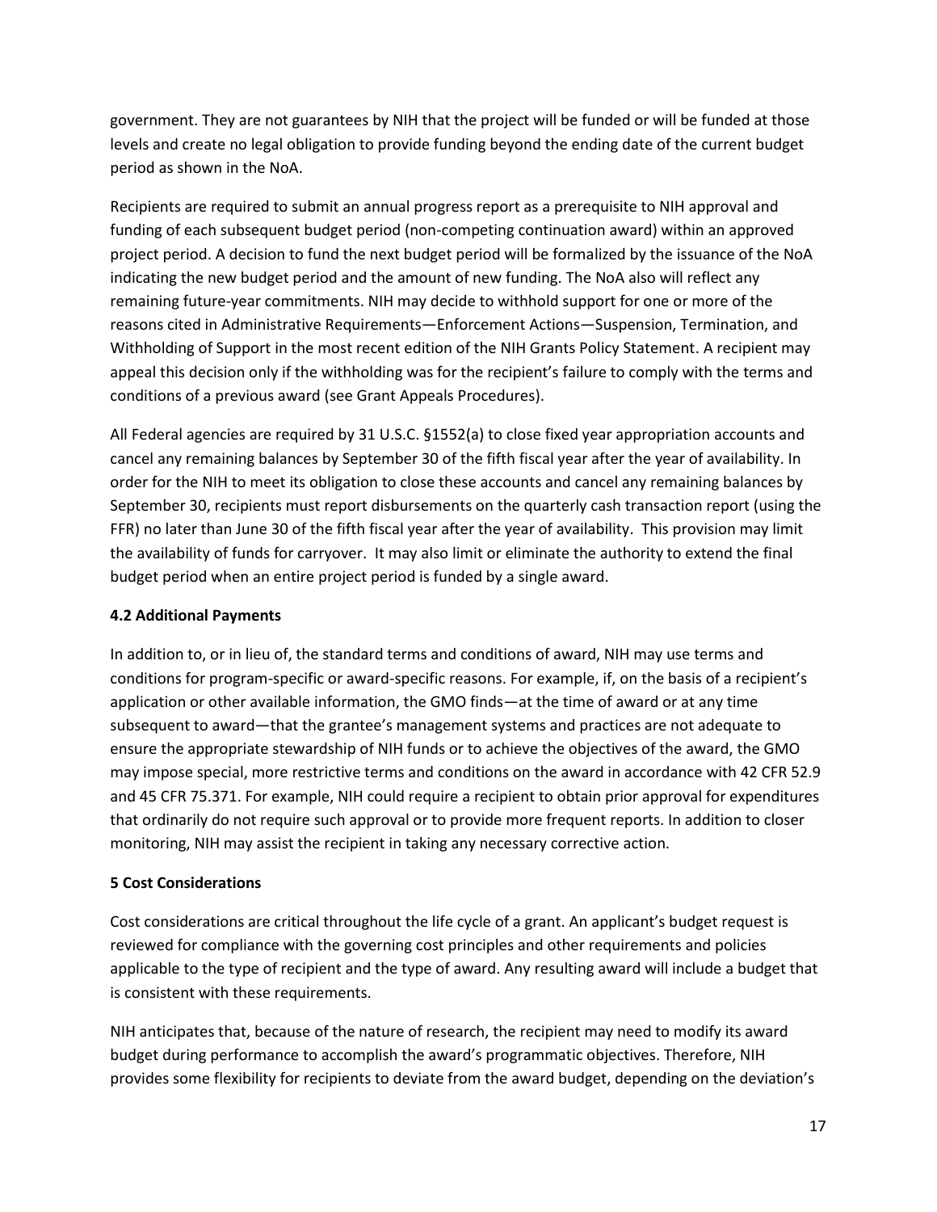government. They are not guarantees by NIH that the project will be funded or will be funded at those levels and create no legal obligation to provide funding beyond the ending date of the current budget period as shown in the NoA.

Recipients are required to submit an annual progress report as a prerequisite to NIH approval and funding of each subsequent budget period (non-competing continuation award) within an approved project period. A decision to fund the next budget period will be formalized by the issuance of the NoA indicating the new budget period and the amount of new funding. The NoA also will reflect any remaining future-year commitments. NIH may decide to withhold support for one or more of the reasons cited in Administrative Requirements—Enforcement Actions—Suspension, Termination, and Withholding of Support in the most recent edition of the NIH Grants Policy Statement. A recipient may appeal this decision only if the withholding was for the recipient's failure to comply with the terms and conditions of a previous award (see Grant Appeals Procedures).

All Federal agencies are required by 31 U.S.C. §1552(a) to close fixed year appropriation accounts and cancel any remaining balances by September 30 of the fifth fiscal year after the year of availability. In order for the NIH to meet its obligation to close these accounts and cancel any remaining balances by September 30, recipients must report disbursements on the quarterly cash transaction report (using the FFR) no later than June 30 of the fifth fiscal year after the year of availability. This provision may limit the availability of funds for carryover. It may also limit or eliminate the authority to extend the final budget period when an entire project period is funded by a single award.

### 4.2 Additional Payments

In addition to, or in lieu of, the standard terms and conditions of award, NIH may use terms and conditions for program-specific or award-specific reasons. For example, if, on the basis of a recipient's application or other available information, the GMO finds—at the time of award or at any time subsequent to award—that the grantee's management systems and practices are not adequate to ensure the appropriate stewardship of NIH funds or to achieve the objectives of the award, the GMO may impose special, more restrictive terms and conditions on the award in accordance with 42 CFR 52.9 and 45 CFR 75.371. For example, NIH could require a recipient to obtain prior approval for expenditures that ordinarily do not require such approval or to provide more frequent reports. In addition to closer monitoring, NIH may assist the recipient in taking any necessary corrective action.

## 5 Cost Considerations

Cost considerations are critical throughout the life cycle of a grant. An applicant's budget request is reviewed for compliance with the governing cost principles and other requirements and policies applicable to the type of recipient and the type of award. Any resulting award will include a budget that is consistent with these requirements.

NIH anticipates that, because of the nature of research, the recipient may need to modify its award budget during performance to accomplish the award's programmatic objectives. Therefore, NIH provides some flexibility for recipients to deviate from the award budget, depending on the deviation's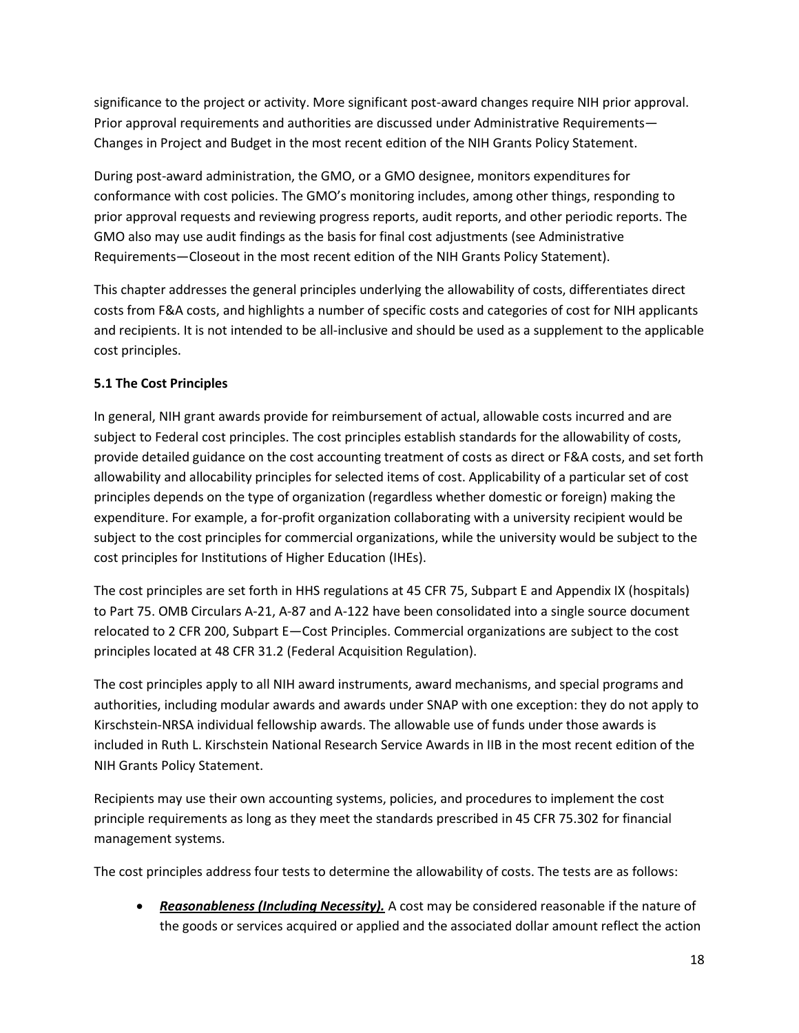significance to the project or activity. More significant post-award changes require NIH prior approval. Prior approval requirements and authorities are discussed under Administrative Requirements—Changes in Project and Budget in the most recent edition of the NIH Grants Policy Statement.

During post-award administration, the GMO, or a GMO designee, monitors expenditures for conformance with cost policies. The GMO's monitoring includes, among other things, responding to prior approval requests and reviewing progress reports, audit reports, and other periodic reports. The GMO also may use audit findings as the basis for final cost adjustments (see Administrative Requirements—Closeout in the most recent edition of the NIH Grants Policy Statement).

This chapter addresses the general principles underlying the allowability of costs, differentiates direct costs from F&A costs, and highlights a number of specific costs and categories of cost for NIH applicants and recipients. It is not intended to be all-inclusive and should be used as a supplement to the applicable cost principles.

### 5.1 The Cost Principles

In general, NIH grant awards provide for reimbursement of actual, allowable costs incurred and are subject to Federal cost principles. The cost principles establish standards for the allowability of costs, provide detailed guidance on the cost accounting treatment of costs as direct or F&A costs, and set forth allowability and allocability principles for selected items of cost. Applicability of a particular set of cost principles depends on the type of organization (regardless whether domestic or foreign) making the expenditure. For example, a for-profit organization collaborating with a university recipient would be subject to the cost principles for commercial organizations, while the university would be subject to the cost principles for Institutions of Higher Education (IHEs).

The cost principles are set forth in HHS regulations at 45 CFR 75, Subpart E and Appendix IX (hospitals) to Part 75. OMB Circulars A-21, A-87 and A-122 have been consolidated into a single source document relocated to 2 CFR 200, Subpart E—Cost Principles. Commercial organizations are subject to the cost principles located at 48 CFR 31.2 (Federal Acquisition Regulation).

The cost principles apply to all NIH award instruments, award mechanisms, and special programs and authorities, including modular awards and awards under SNAP with one exception: they do not apply to Kirschstein-NRSA individual fellowship awards. The allowable use of funds under those awards is included in Ruth L. Kirschstein National Research Service Awards in IIB in the most recent edition of the NIH Grants Policy Statement.

Recipients may use their own accounting systems, policies, and procedures to implement the cost principle requirements as long as they meet the standards prescribed in 45 CFR 75.302 for financial management systems.

The cost principles address four tests to determine the allowability of costs. The tests are as follows:

- ***Reasonableness (Including Necessity).*** A cost may be considered reasonable if the nature of the goods or services acquired or applied and the associated dollar amount reflect the action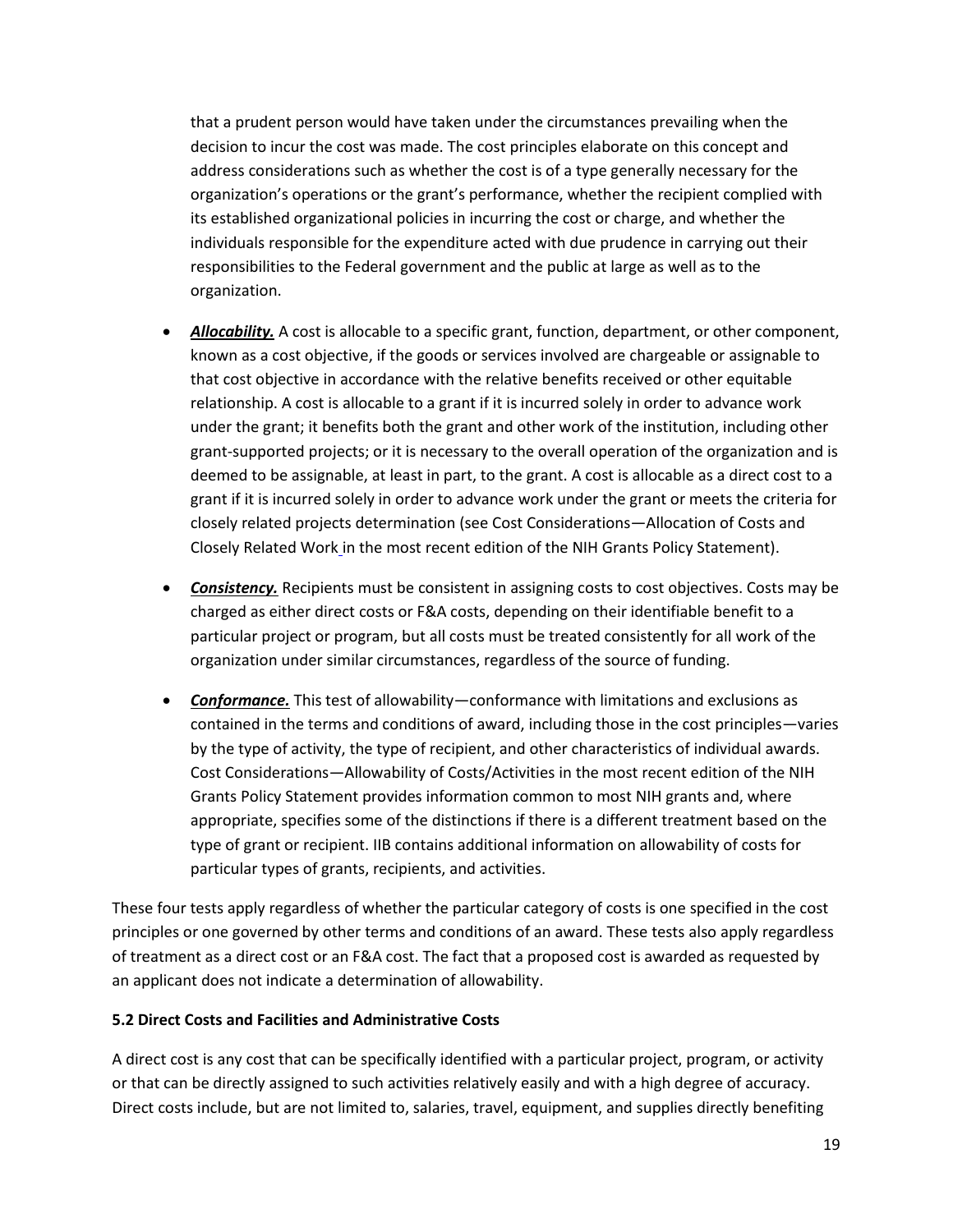that a prudent person would have taken under the circumstances prevailing when the decision to incur the cost was made. The cost principles elaborate on this concept and address considerations such as whether the cost is of a type generally necessary for the organization's operations or the grant's performance, whether the recipient complied with its established organizational policies in incurring the cost or charge, and whether the individuals responsible for the expenditure acted with due prudence in carrying out their responsibilities to the Federal government and the public at large as well as to the organization.

- ***Allocability.*** A cost is allocable to a specific grant, function, department, or other component, known as a cost objective, if the goods or services involved are chargeable or assignable to that cost objective in accordance with the relative benefits received or other equitable relationship. A cost is allocable to a grant if it is incurred solely in order to advance work under the grant; it benefits both the grant and other work of the institution, including other grant-supported projects; or it is necessary to the overall operation of the organization and is deemed to be assignable, at least in part, to the grant. A cost is allocable as a direct cost to a grant if it is incurred solely in order to advance work under the grant or meets the criteria for closely related projects determination (see Cost Considerations—Allocation of Costs and Closely Related Work in the most recent edition of the NIH Grants Policy Statement).

- ***Consistency.*** Recipients must be consistent in assigning costs to cost objectives. Costs may be charged as either direct costs or F&A costs, depending on their identifiable benefit to a particular project or program, but all costs must be treated consistently for all work of the organization under similar circumstances, regardless of the source of funding.

- ***Conformance.*** This test of allowability—conformance with limitations and exclusions as contained in the terms and conditions of award, including those in the cost principles—varies by the type of activity, the type of recipient, and other characteristics of individual awards. Cost Considerations—Allowability of Costs/Activities in the most recent edition of the NIH Grants Policy Statement provides information common to most NIH grants and, where appropriate, specifies some of the distinctions if there is a different treatment based on the type of grant or recipient. IIB contains additional information on allowability of costs for particular types of grants, recipients, and activities.

These four tests apply regardless of whether the particular category of costs is one specified in the cost principles or one governed by other terms and conditions of an award. These tests also apply regardless of treatment as a direct cost or an F&A cost. The fact that a proposed cost is awarded as requested by an applicant does not indicate a determination of allowability.

**5.2 Direct Costs and Facilities and Administrative Costs**

A direct cost is any cost that can be specifically identified with a particular project, program, or activity or that can be directly assigned to such activities relatively easily and with a high degree of accuracy. Direct costs include, but are not limited to, salaries, travel, equipment, and supplies directly benefiting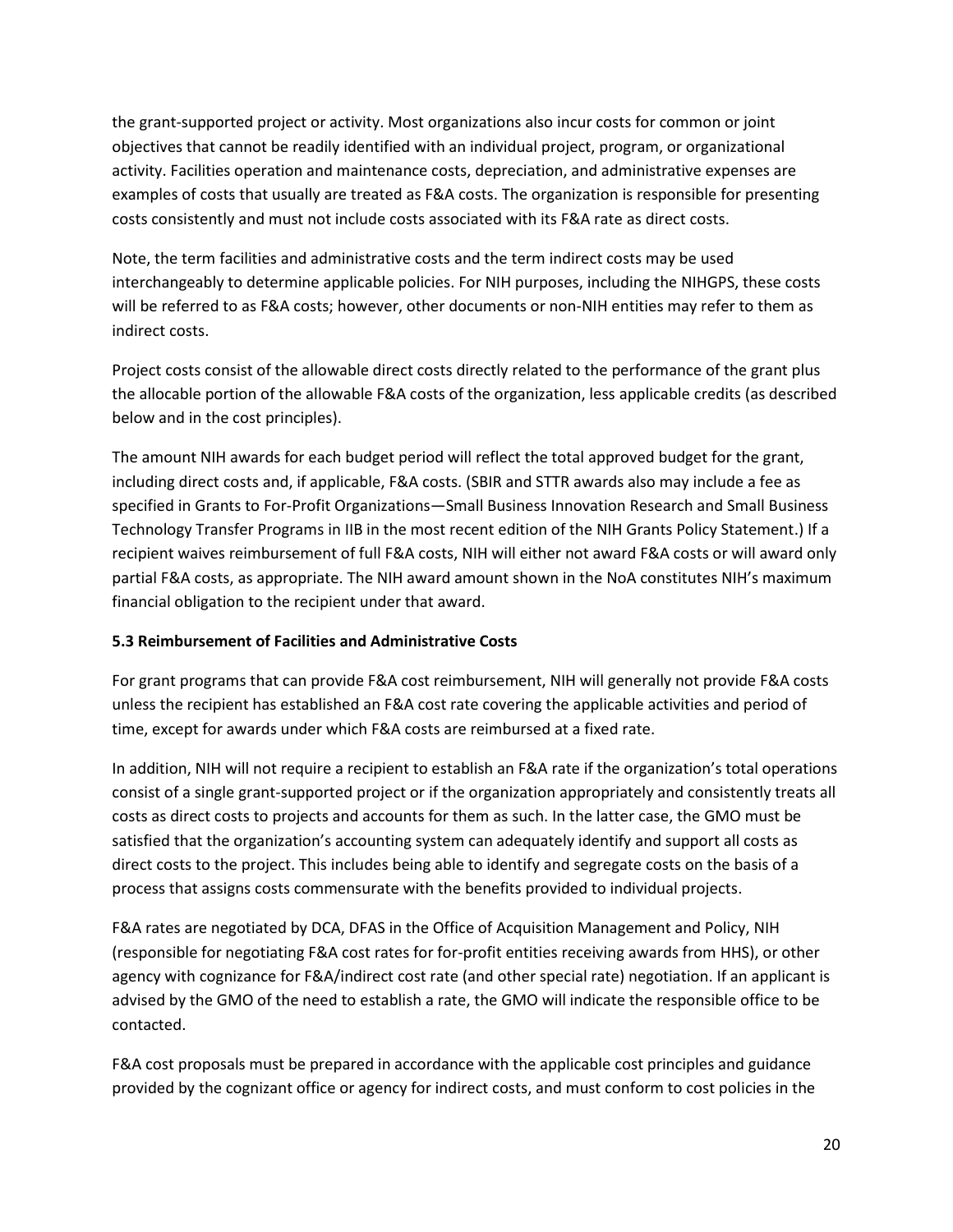the grant-supported project or activity. Most organizations also incur costs for common or joint objectives that cannot be readily identified with an individual project, program, or organizational activity. Facilities operation and maintenance costs, depreciation, and administrative expenses are examples of costs that usually are treated as F&A costs. The organization is responsible for presenting costs consistently and must not include costs associated with its F&A rate as direct costs.

Note, the term facilities and administrative costs and the term indirect costs may be used interchangeably to determine applicable policies. For NIH purposes, including the NIHGPS, these costs will be referred to as F&A costs; however, other documents or non-NIH entities may refer to them as indirect costs.

Project costs consist of the allowable direct costs directly related to the performance of the grant plus the allocable portion of the allowable F&A costs of the organization, less applicable credits (as described below and in the cost principles).

The amount NIH awards for each budget period will reflect the total approved budget for the grant, including direct costs and, if applicable, F&A costs. (SBIR and STTR awards also may include a fee as specified in Grants to For-Profit Organizations—Small Business Innovation Research and Small Business Technology Transfer Programs in IIB in the most recent edition of the NIH Grants Policy Statement.) If a recipient waives reimbursement of full F&A costs, NIH will either not award F&A costs or will award only partial F&A costs, as appropriate. The NIH award amount shown in the NoA constitutes NIH's maximum financial obligation to the recipient under that award.

### 5.3 Reimbursement of Facilities and Administrative Costs

For grant programs that can provide F&A cost reimbursement, NIH will generally not provide F&A costs unless the recipient has established an F&A cost rate covering the applicable activities and period of time, except for awards under which F&A costs are reimbursed at a fixed rate.

In addition, NIH will not require a recipient to establish an F&A rate if the organization's total operations consist of a single grant-supported project or if the organization appropriately and consistently treats all costs as direct costs to projects and accounts for them as such. In the latter case, the GMO must be satisfied that the organization's accounting system can adequately identify and support all costs as direct costs to the project. This includes being able to identify and segregate costs on the basis of a process that assigns costs commensurate with the benefits provided to individual projects.

F&A rates are negotiated by DCA, DFAS in the Office of Acquisition Management and Policy, NIH (responsible for negotiating F&A cost rates for for-profit entities receiving awards from HHS), or other agency with cognizance for F&A/indirect cost rate (and other special rate) negotiation. If an applicant is advised by the GMO of the need to establish a rate, the GMO will indicate the responsible office to be contacted.

F&A cost proposals must be prepared in accordance with the applicable cost principles and guidance provided by the cognizant office or agency for indirect costs, and must conform to cost policies in the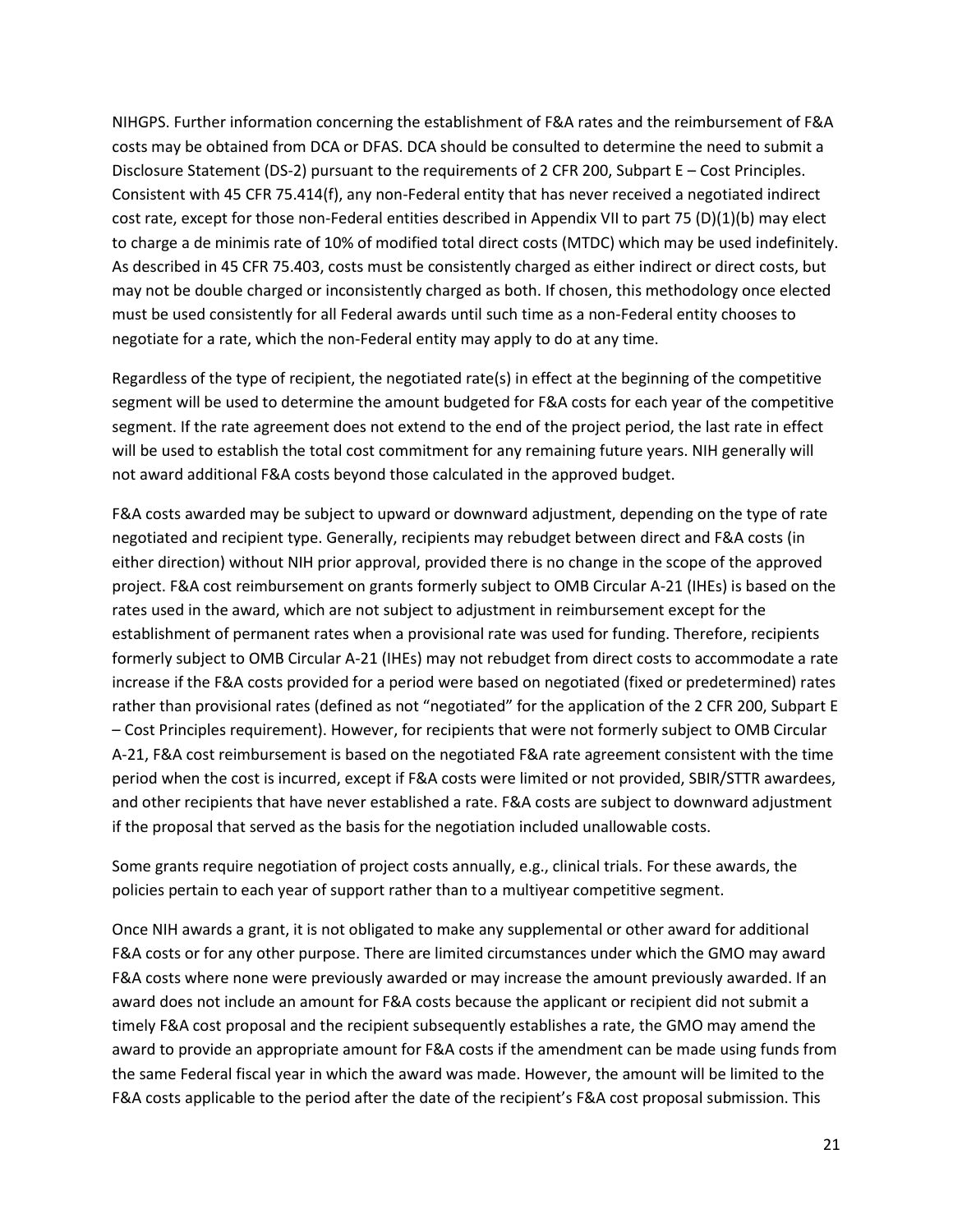NIHGPS. Further information concerning the establishment of F&A rates and the reimbursement of F&A costs may be obtained from DCA or DFAS. DCA should be consulted to determine the need to submit a Disclosure Statement (DS-2) pursuant to the requirements of 2 CFR 200, Subpart E – Cost Principles. Consistent with 45 CFR 75.414(f), any non-Federal entity that has never received a negotiated indirect cost rate, except for those non-Federal entities described in Appendix VII to part 75 (D)(1)(b) may elect to charge a de minimis rate of 10% of modified total direct costs (MTDC) which may be used indefinitely. As described in 45 CFR 75.403, costs must be consistently charged as either indirect or direct costs, but may not be double charged or inconsistently charged as both. If chosen, this methodology once elected must be used consistently for all Federal awards until such time as a non-Federal entity chooses to negotiate for a rate, which the non-Federal entity may apply to do at any time.

Regardless of the type of recipient, the negotiated rate(s) in effect at the beginning of the competitive segment will be used to determine the amount budgeted for F&A costs for each year of the competitive segment. If the rate agreement does not extend to the end of the project period, the last rate in effect will be used to establish the total cost commitment for any remaining future years. NIH generally will not award additional F&A costs beyond those calculated in the approved budget.

F&A costs awarded may be subject to upward or downward adjustment, depending on the type of rate negotiated and recipient type. Generally, recipients may rebudget between direct and F&A costs (in either direction) without NIH prior approval, provided there is no change in the scope of the approved project. F&A cost reimbursement on grants formerly subject to OMB Circular A-21 (IHEs) is based on the rates used in the award, which are not subject to adjustment in reimbursement except for the establishment of permanent rates when a provisional rate was used for funding. Therefore, recipients formerly subject to OMB Circular A-21 (IHEs) may not rebudget from direct costs to accommodate a rate increase if the F&A costs provided for a period were based on negotiated (fixed or predetermined) rates rather than provisional rates (defined as not "negotiated" for the application of the 2 CFR 200, Subpart E – Cost Principles requirement). However, for recipients that were not formerly subject to OMB Circular A-21, F&A cost reimbursement is based on the negotiated F&A rate agreement consistent with the time period when the cost is incurred, except if F&A costs were limited or not provided, SBIR/STTR awardees, and other recipients that have never established a rate. F&A costs are subject to downward adjustment if the proposal that served as the basis for the negotiation included unallowable costs.

Some grants require negotiation of project costs annually, e.g., clinical trials. For these awards, the policies pertain to each year of support rather than to a multiyear competitive segment.

Once NIH awards a grant, it is not obligated to make any supplemental or other award for additional F&A costs or for any other purpose. There are limited circumstances under which the GMO may award F&A costs where none were previously awarded or may increase the amount previously awarded. If an award does not include an amount for F&A costs because the applicant or recipient did not submit a timely F&A cost proposal and the recipient subsequently establishes a rate, the GMO may amend the award to provide an appropriate amount for F&A costs if the amendment can be made using funds from the same Federal fiscal year in which the award was made. However, the amount will be limited to the F&A costs applicable to the period after the date of the recipient's F&A cost proposal submission. This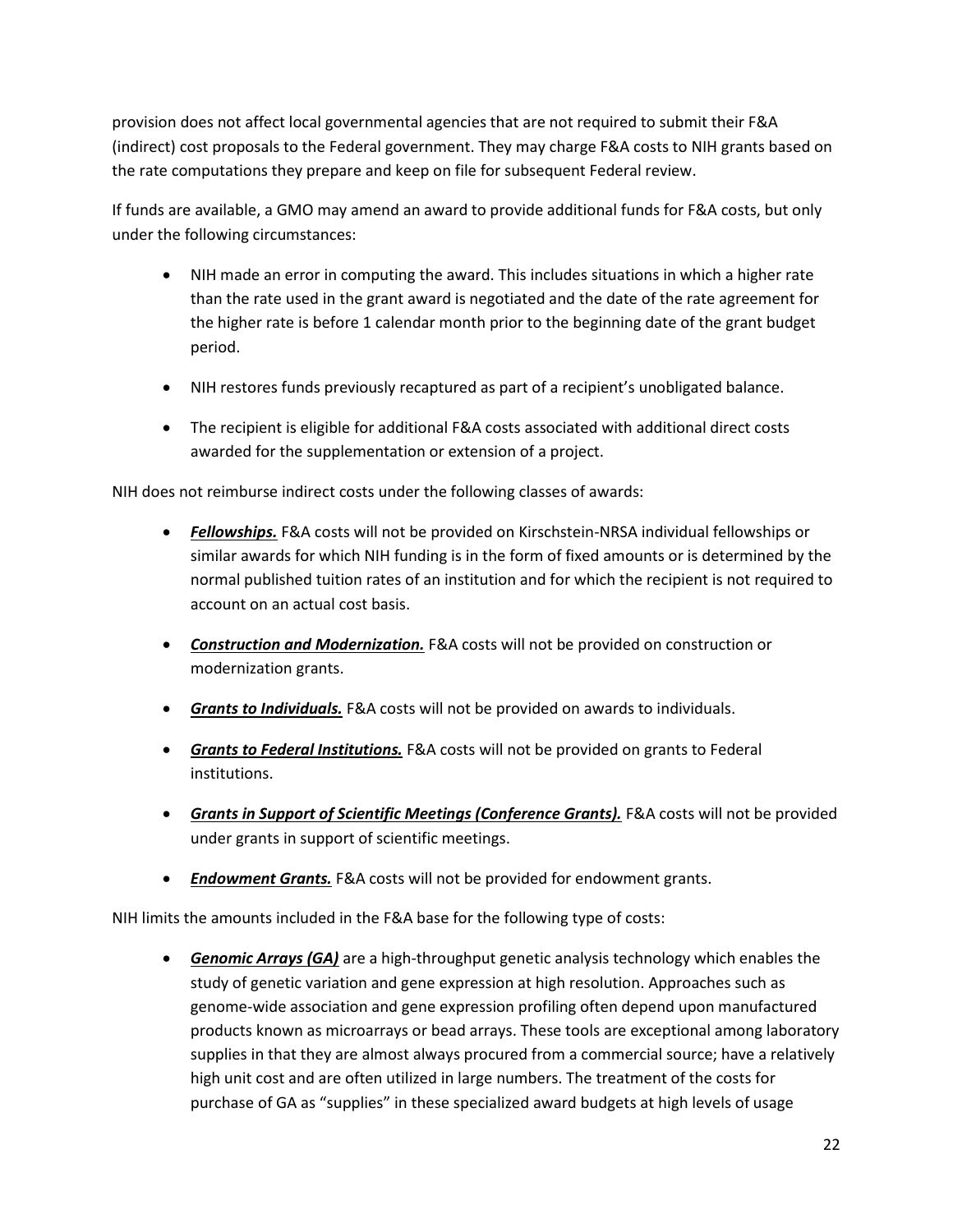provision does not affect local governmental agencies that are not required to submit their F&A (indirect) cost proposals to the Federal government. They may charge F&A costs to NIH grants based on the rate computations they prepare and keep on file for subsequent Federal review.

If funds are available, a GMO may amend an award to provide additional funds for F&A costs, but only under the following circumstances:

- NIH made an error in computing the award. This includes situations in which a higher rate than the rate used in the grant award is negotiated and the date of the rate agreement for the higher rate is before 1 calendar month prior to the beginning date of the grant budget period.
- NIH restores funds previously recaptured as part of a recipient's unobligated balance.
- The recipient is eligible for additional F&A costs associated with additional direct costs awarded for the supplementation or extension of a project.

NIH does not reimburse indirect costs under the following classes of awards:

- ***Fellowships.*** F&A costs will not be provided on Kirschstein-NRSA individual fellowships or similar awards for which NIH funding is in the form of fixed amounts or is determined by the normal published tuition rates of an institution and for which the recipient is not required to account on an actual cost basis.
- ***Construction and Modernization.*** F&A costs will not be provided on construction or modernization grants.
- ***Grants to Individuals.*** F&A costs will not be provided on awards to individuals.
- ***Grants to Federal Institutions.*** F&A costs will not be provided on grants to Federal institutions.
- ***Grants in Support of Scientific Meetings (Conference Grants).*** F&A costs will not be provided under grants in support of scientific meetings.
- ***Endowment Grants.*** F&A costs will not be provided for endowment grants.

NIH limits the amounts included in the F&A base for the following type of costs:

- ***Genomic Arrays (GA)*** are a high-throughput genetic analysis technology which enables the study of genetic variation and gene expression at high resolution. Approaches such as genome-wide association and gene expression profiling often depend upon manufactured products known as microarrays or bead arrays. These tools are exceptional among laboratory supplies in that they are almost always procured from a commercial source; have a relatively high unit cost and are often utilized in large numbers. The treatment of the costs for purchase of GA as "supplies" in these specialized award budgets at high levels of usage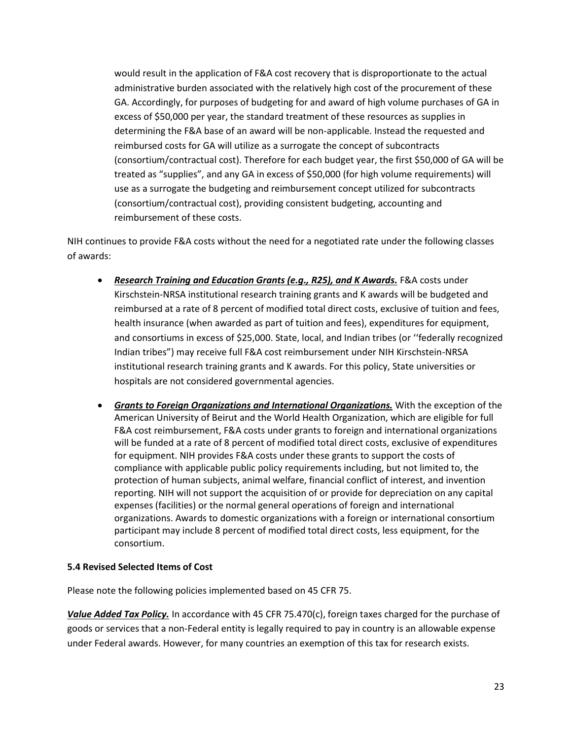would result in the application of F&A cost recovery that is disproportionate to the actual administrative burden associated with the relatively high cost of the procurement of these GA. Accordingly, for purposes of budgeting for and award of high volume purchases of GA in excess of $50,000 per year, the standard treatment of these resources as supplies in determining the F&A base of an award will be non-applicable. Instead the requested and reimbursed costs for GA will utilize as a surrogate the concept of subcontracts (consortium/contractual cost). Therefore for each budget year, the first $50,000 of GA will be treated as "supplies", and any GA in excess of $50,000 (for high volume requirements) will use as a surrogate the budgeting and reimbursement concept utilized for subcontracts (consortium/contractual cost), providing consistent budgeting, accounting and reimbursement of these costs.

NIH continues to provide F&A costs without the need for a negotiated rate under the following classes of awards:

- ***Research Training and Education Grants (e.g., R25), and K Awards.*** F&A costs under Kirschstein-NRSA institutional research training grants and K awards will be budgeted and reimbursed at a rate of 8 percent of modified total direct costs, exclusive of tuition and fees, health insurance (when awarded as part of tuition and fees), expenditures for equipment, and consortiums in excess of $25,000. State, local, and Indian tribes (or ''federally recognized Indian tribes") may receive full F&A cost reimbursement under NIH Kirschstein-NRSA institutional research training grants and K awards. For this policy, State universities or hospitals are not considered governmental agencies.
- ***Grants to Foreign Organizations and International Organizations.*** With the exception of the American University of Beirut and the World Health Organization, which are eligible for full F&A cost reimbursement, F&A costs under grants to foreign and international organizations will be funded at a rate of 8 percent of modified total direct costs, exclusive of expenditures for equipment. NIH provides F&A costs under these grants to support the costs of compliance with applicable public policy requirements including, but not limited to, the protection of human subjects, animal welfare, financial conflict of interest, and invention reporting. NIH will not support the acquisition of or provide for depreciation on any capital expenses (facilities) or the normal general operations of foreign and international organizations. Awards to domestic organizations with a foreign or international consortium participant may include 8 percent of modified total direct costs, less equipment, for the consortium.

### 5.4 Revised Selected Items of Cost

Please note the following policies implemented based on 45 CFR 75.

***Value Added Tax Policy.*** In accordance with 45 CFR 75.470(c), foreign taxes charged for the purchase of goods or services that a non-Federal entity is legally required to pay in country is an allowable expense under Federal awards. However, for many countries an exemption of this tax for research exists.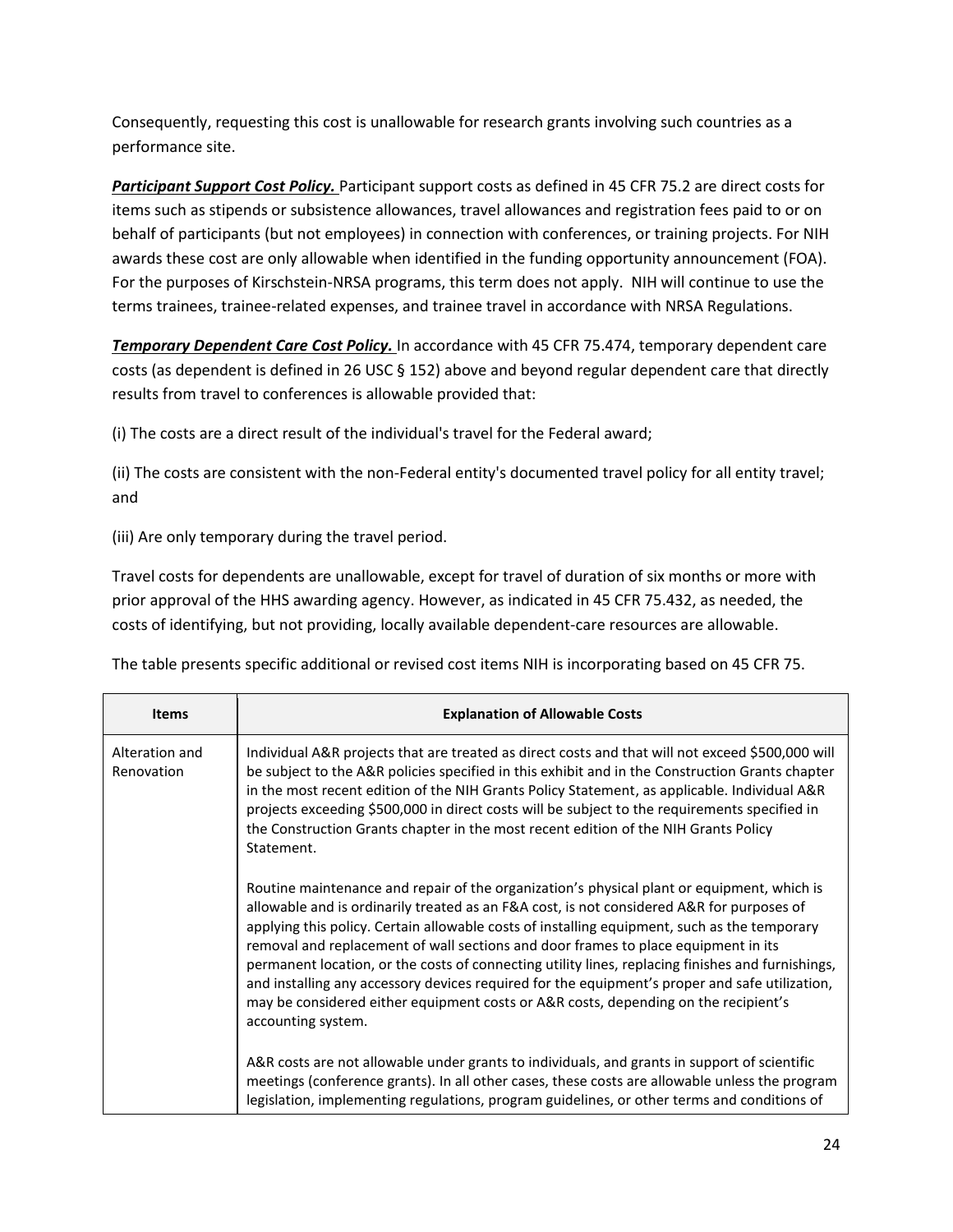Consequently, requesting this cost is unallowable for research grants involving such countries as a performance site.

***Participant Support Cost Policy.*** Participant support costs as defined in 45 CFR 75.2 are direct costs for items such as stipends or subsistence allowances, travel allowances and registration fees paid to or on behalf of participants (but not employees) in connection with conferences, or training projects. For NIH awards these cost are only allowable when identified in the funding opportunity announcement (FOA). For the purposes of Kirschstein-NRSA programs, this term does not apply. NIH will continue to use the terms trainees, trainee-related expenses, and trainee travel in accordance with NRSA Regulations.

***Temporary Dependent Care Cost Policy.*** In accordance with 45 CFR 75.474, temporary dependent care costs (as dependent is defined in 26 USC § 152) above and beyond regular dependent care that directly results from travel to conferences is allowable provided that:

(i) The costs are a direct result of the individual's travel for the Federal award;

(ii) The costs are consistent with the non-Federal entity's documented travel policy for all entity travel; and

(iii) Are only temporary during the travel period.

Travel costs for dependents are unallowable, except for travel of duration of six months or more with prior approval of the HHS awarding agency. However, as indicated in 45 CFR 75.432, as needed, the costs of identifying, but not providing, locally available dependent-care resources are allowable.

The table presents specific additional or revised cost items NIH is incorporating based on 45 CFR 75.

| Items | Explanation of Allowable Costs |
|---|---|
| Alteration and Renovation | Individual A&R projects that are treated as direct costs and that will not exceed $500,000 will be subject to the A&R policies specified in this exhibit and in the Construction Grants chapter in the most recent edition of the NIH Grants Policy Statement, as applicable. Individual A&R projects exceeding $500,000 in direct costs will be subject to the requirements specified in the Construction Grants chapter in the most recent edition of the NIH Grants Policy Statement.<br><br>Routine maintenance and repair of the organization's physical plant or equipment, which is allowable and is ordinarily treated as an F&A cost, is not considered A&R for purposes of applying this policy. Certain allowable costs of installing equipment, such as the temporary removal and replacement of wall sections and door frames to place equipment in its permanent location, or the costs of connecting utility lines, replacing finishes and furnishings, and installing any accessory devices required for the equipment's proper and safe utilization, may be considered either equipment costs or A&R costs, depending on the recipient's accounting system.<br><br>A&R costs are not allowable under grants to individuals, and grants in support of scientific meetings (conference grants). In all other cases, these costs are allowable unless the program legislation, implementing regulations, program guidelines, or other terms and conditions of |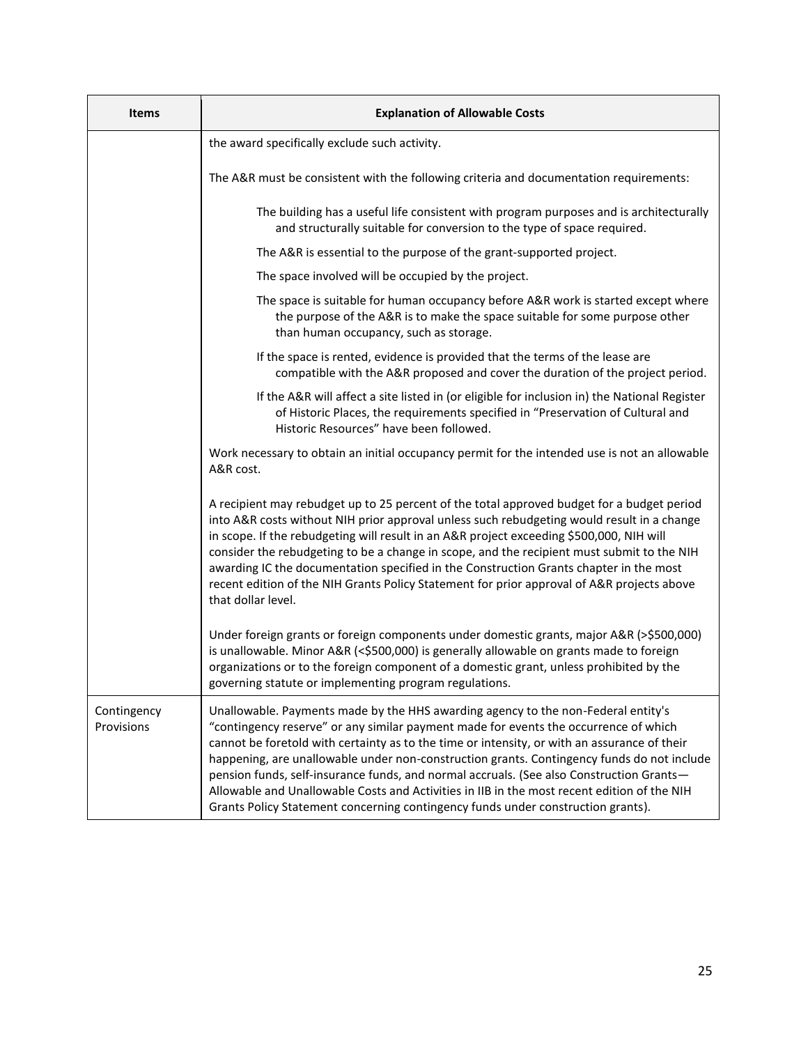| Items | Explanation of Allowable Costs |
| --- | --- |
| | the award specifically exclude such activity.<br><br>The A&R must be consistent with the following criteria and documentation requirements:<br><br>The building has a useful life consistent with program purposes and is architecturally and structurally suitable for conversion to the type of space required.<br><br>The A&R is essential to the purpose of the grant-supported project.<br><br>The space involved will be occupied by the project.<br><br>The space is suitable for human occupancy before A&R work is started except where the purpose of the A&R is to make the space suitable for some purpose other than human occupancy, such as storage.<br><br>If the space is rented, evidence is provided that the terms of the lease are compatible with the A&R proposed and cover the duration of the project period.<br><br>If the A&R will affect a site listed in (or eligible for inclusion in) the National Register of Historic Places, the requirements specified in "Preservation of Cultural and Historic Resources" have been followed.<br><br>Work necessary to obtain an initial occupancy permit for the intended use is not an allowable A&R cost.<br><br>A recipient may rebudget up to 25 percent of the total approved budget for a budget period into A&R costs without NIH prior approval unless such rebudgeting would result in a change in scope. If the rebudgeting will result in an A&R project exceeding $500,000, NIH will consider the rebudgeting to be a change in scope, and the recipient must submit to the NIH awarding IC the documentation specified in the Construction Grants chapter in the most recent edition of the NIH Grants Policy Statement for prior approval of A&R projects above that dollar level.<br><br>Under foreign grants or foreign components under domestic grants, major A&R (>$500,000) is unallowable. Minor A&R (<$500,000) is generally allowable on grants made to foreign organizations or to the foreign component of a domestic grant, unless prohibited by the governing statute or implementing program regulations. |
| Contingency Provisions | Unallowable. Payments made by the HHS awarding agency to the non-Federal entity's "contingency reserve" or any similar payment made for events the occurrence of which cannot be foretold with certainty as to the time or intensity, or with an assurance of their happening, are unallowable under non-construction grants. Contingency funds do not include pension funds, self-insurance funds, and normal accruals. (See also Construction Grants—Allowable and Unallowable Costs and Activities in IIB in the most recent edition of the NIH Grants Policy Statement concerning contingency funds under construction grants). |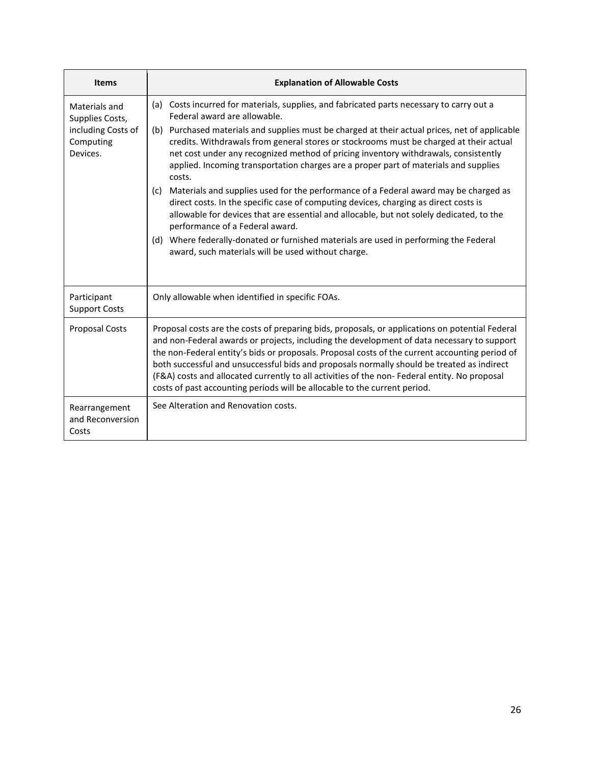| Items | Explanation of Allowable Costs |
|---|---|
| Materials and Supplies Costs, including Costs of Computing Devices. | (a) Costs incurred for materials, supplies, and fabricated parts necessary to carry out a Federal award are allowable.<br>(b) Purchased materials and supplies must be charged at their actual prices, net of applicable credits. Withdrawals from general stores or stockrooms must be charged at their actual net cost under any recognized method of pricing inventory withdrawals, consistently applied. Incoming transportation charges are a proper part of materials and supplies costs.<br>(c) Materials and supplies used for the performance of a Federal award may be charged as direct costs. In the specific case of computing devices, charging as direct costs is allowable for devices that are essential and allocable, but not solely dedicated, to the performance of a Federal award.<br>(d) Where federally-donated or furnished materials are used in performing the Federal award, such materials will be used without charge. |
| Participant Support Costs | Only allowable when identified in specific FOAs. |
| Proposal Costs | Proposal costs are the costs of preparing bids, proposals, or applications on potential Federal and non-Federal awards or projects, including the development of data necessary to support the non-Federal entity's bids or proposals. Proposal costs of the current accounting period of both successful and unsuccessful bids and proposals normally should be treated as indirect (F&A) costs and allocated currently to all activities of the non- Federal entity. No proposal costs of past accounting periods will be allocable to the current period. |
| Rearrangement and Reconversion Costs | See Alteration and Renovation costs. |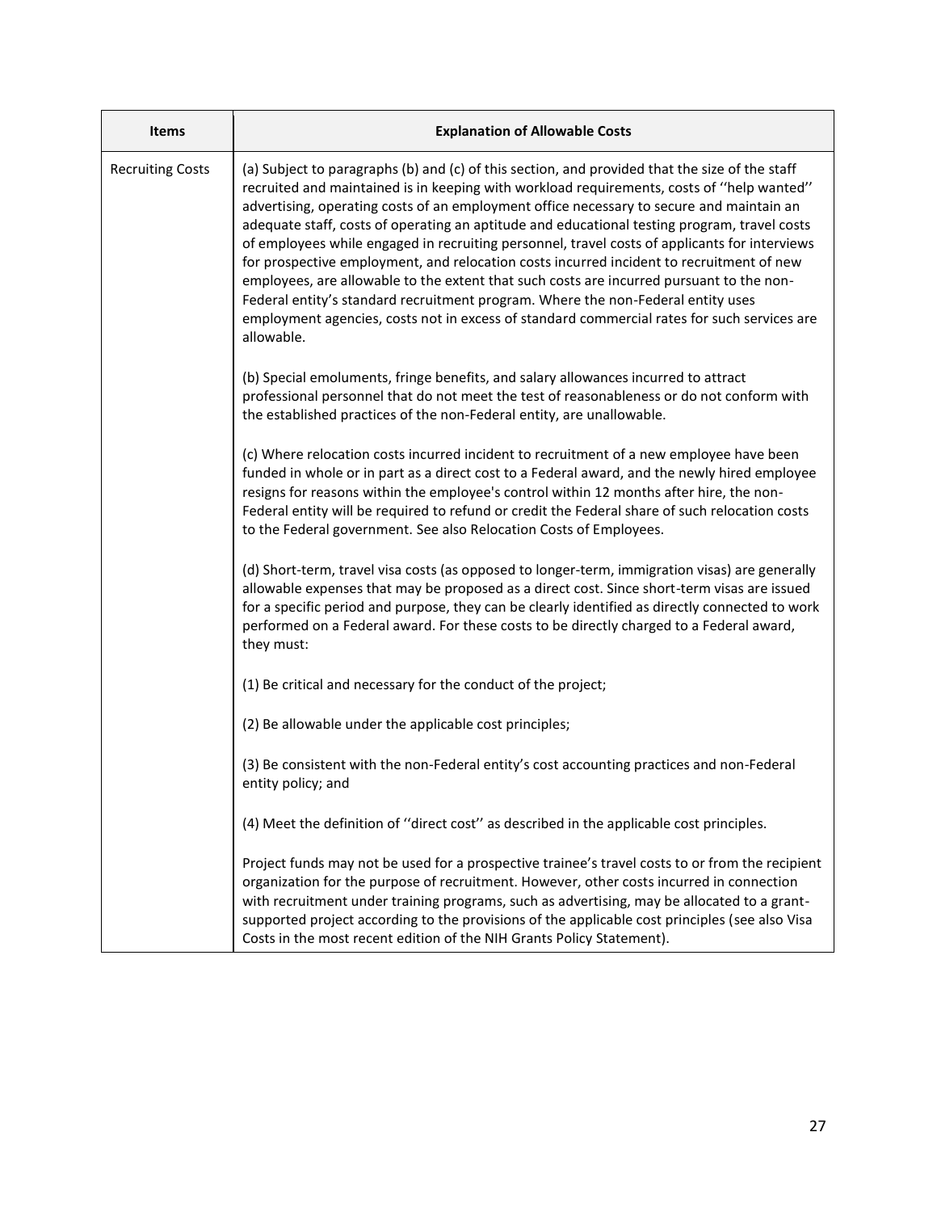| Items | Explanation of Allowable Costs |
|---|---|
| Recruiting Costs | (a) Subject to paragraphs (b) and (c) of this section, and provided that the size of the staff recruited and maintained is in keeping with workload requirements, costs of ''help wanted'' advertising, operating costs of an employment office necessary to secure and maintain an adequate staff, costs of operating an aptitude and educational testing program, travel costs of employees while engaged in recruiting personnel, travel costs of applicants for interviews for prospective employment, and relocation costs incurred incident to recruitment of new employees, are allowable to the extent that such costs are incurred pursuant to the non-Federal entity's standard recruitment program. Where the non-Federal entity uses employment agencies, costs not in excess of standard commercial rates for such services are allowable.<br><br>(b) Special emoluments, fringe benefits, and salary allowances incurred to attract professional personnel that do not meet the test of reasonableness or do not conform with the established practices of the non-Federal entity, are unallowable.<br><br>(c) Where relocation costs incurred incident to recruitment of a new employee have been funded in whole or in part as a direct cost to a Federal award, and the newly hired employee resigns for reasons within the employee's control within 12 months after hire, the non-Federal entity will be required to refund or credit the Federal share of such relocation costs to the Federal government. See also Relocation Costs of Employees.<br><br>(d) Short-term, travel visa costs (as opposed to longer-term, immigration visas) are generally allowable expenses that may be proposed as a direct cost. Since short-term visas are issued for a specific period and purpose, they can be clearly identified as directly connected to work performed on a Federal award. For these costs to be directly charged to a Federal award, they must:<br><br>(1) Be critical and necessary for the conduct of the project;<br><br>(2) Be allowable under the applicable cost principles;<br><br>(3) Be consistent with the non-Federal entity's cost accounting practices and non-Federal entity policy; and<br><br>(4) Meet the definition of ''direct cost'' as described in the applicable cost principles.<br><br>Project funds may not be used for a prospective trainee's travel costs to or from the recipient organization for the purpose of recruitment. However, other costs incurred in connection with recruitment under training programs, such as advertising, may be allocated to a grant-supported project according to the provisions of the applicable cost principles (see also Visa Costs in the most recent edition of the NIH Grants Policy Statement). |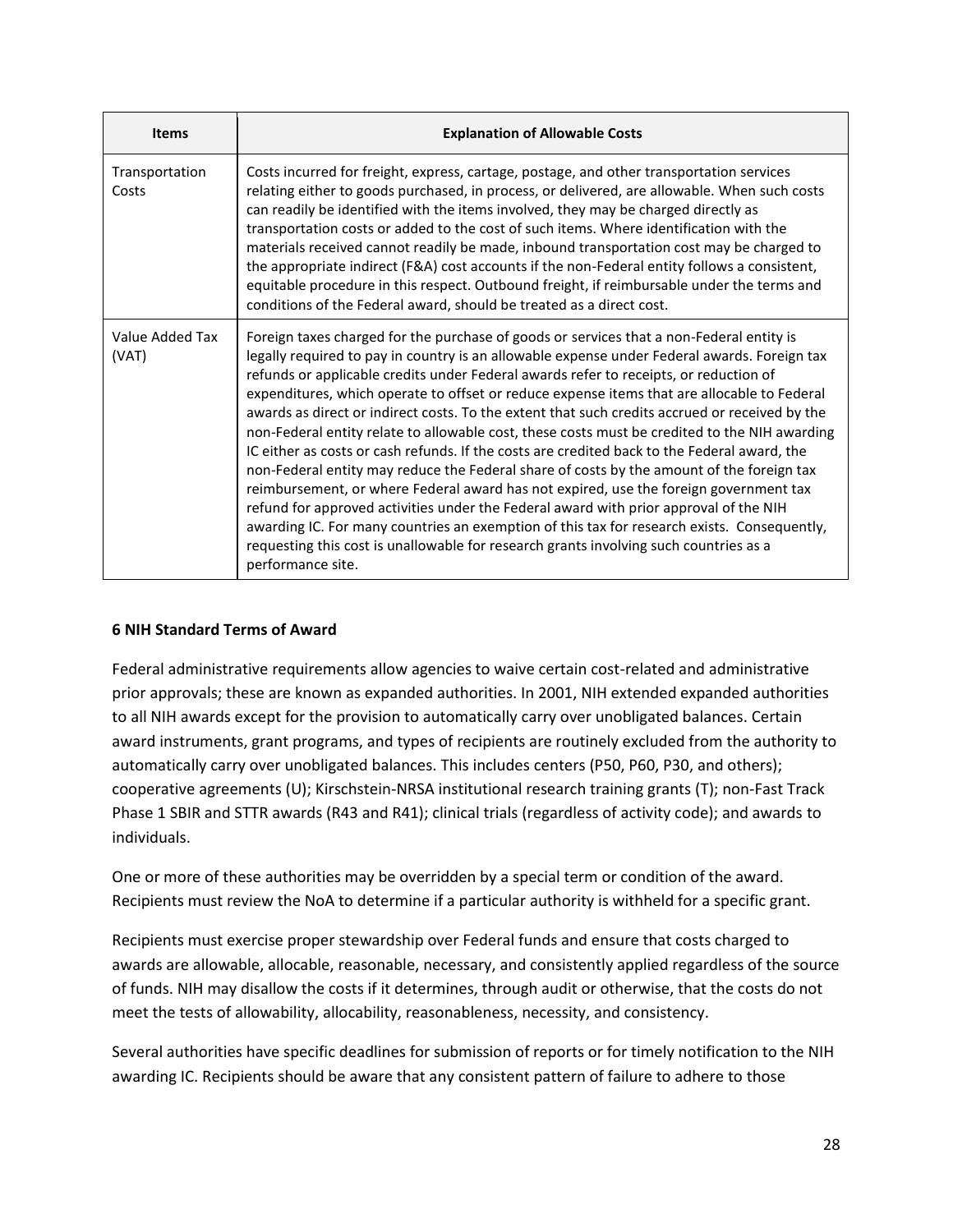| Items | Explanation of Allowable Costs |
|---|---|
| Transportation Costs | Costs incurred for freight, express, cartage, postage, and other transportation services relating either to goods purchased, in process, or delivered, are allowable. When such costs can readily be identified with the items involved, they may be charged directly as transportation costs or added to the cost of such items. Where identification with the materials received cannot readily be made, inbound transportation cost may be charged to the appropriate indirect (F&A) cost accounts if the non-Federal entity follows a consistent, equitable procedure in this respect. Outbound freight, if reimbursable under the terms and conditions of the Federal award, should be treated as a direct cost. |
| Value Added Tax (VAT) | Foreign taxes charged for the purchase of goods or services that a non-Federal entity is legally required to pay in country is an allowable expense under Federal awards. Foreign tax refunds or applicable credits under Federal awards refer to receipts, or reduction of expenditures, which operate to offset or reduce expense items that are allocable to Federal awards as direct or indirect costs. To the extent that such credits accrued or received by the non-Federal entity relate to allowable cost, these costs must be credited to the NIH awarding IC either as costs or cash refunds. If the costs are credited back to the Federal award, the non-Federal entity may reduce the Federal share of costs by the amount of the foreign tax reimbursement, or where Federal award has not expired, use the foreign government tax refund for approved activities under the Federal award with prior approval of the NIH awarding IC. For many countries an exemption of this tax for research exists. Consequently, requesting this cost is unallowable for research grants involving such countries as a performance site. |

## 6 NIH Standard Terms of Award

Federal administrative requirements allow agencies to waive certain cost-related and administrative prior approvals; these are known as expanded authorities. In 2001, NIH extended expanded authorities to all NIH awards except for the provision to automatically carry over unobligated balances. Certain award instruments, grant programs, and types of recipients are routinely excluded from the authority to automatically carry over unobligated balances. This includes centers (P50, P60, P30, and others); cooperative agreements (U); Kirschstein-NRSA institutional research training grants (T); non-Fast Track Phase 1 SBIR and STTR awards (R43 and R41); clinical trials (regardless of activity code); and awards to individuals.

One or more of these authorities may be overridden by a special term or condition of the award. Recipients must review the NoA to determine if a particular authority is withheld for a specific grant.

Recipients must exercise proper stewardship over Federal funds and ensure that costs charged to awards are allowable, allocable, reasonable, necessary, and consistently applied regardless of the source of funds. NIH may disallow the costs if it determines, through audit or otherwise, that the costs do not meet the tests of allowability, allocability, reasonableness, necessity, and consistency.

Several authorities have specific deadlines for submission of reports or for timely notification to the NIH awarding IC. Recipients should be aware that any consistent pattern of failure to adhere to those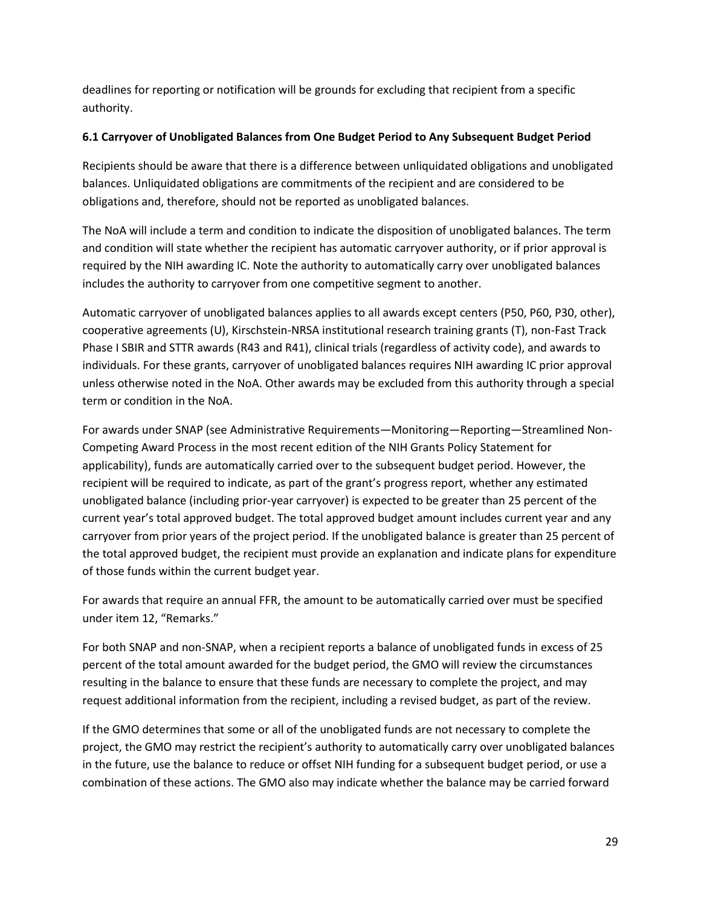deadlines for reporting or notification will be grounds for excluding that recipient from a specific authority.

### 6.1 Carryover of Unobligated Balances from One Budget Period to Any Subsequent Budget Period

Recipients should be aware that there is a difference between unliquidated obligations and unobligated balances. Unliquidated obligations are commitments of the recipient and are considered to be obligations and, therefore, should not be reported as unobligated balances.

The NoA will include a term and condition to indicate the disposition of unobligated balances. The term and condition will state whether the recipient has automatic carryover authority, or if prior approval is required by the NIH awarding IC. Note the authority to automatically carry over unobligated balances includes the authority to carryover from one competitive segment to another.

Automatic carryover of unobligated balances applies to all awards except centers (P50, P60, P30, other), cooperative agreements (U), Kirschstein-NRSA institutional research training grants (T), non-Fast Track Phase I SBIR and STTR awards (R43 and R41), clinical trials (regardless of activity code), and awards to individuals. For these grants, carryover of unobligated balances requires NIH awarding IC prior approval unless otherwise noted in the NoA. Other awards may be excluded from this authority through a special term or condition in the NoA.

For awards under SNAP (see Administrative Requirements—Monitoring—Reporting—Streamlined Non-Competing Award Process in the most recent edition of the NIH Grants Policy Statement for applicability), funds are automatically carried over to the subsequent budget period. However, the recipient will be required to indicate, as part of the grant's progress report, whether any estimated unobligated balance (including prior-year carryover) is expected to be greater than 25 percent of the current year's total approved budget. The total approved budget amount includes current year and any carryover from prior years of the project period. If the unobligated balance is greater than 25 percent of the total approved budget, the recipient must provide an explanation and indicate plans for expenditure of those funds within the current budget year.

For awards that require an annual FFR, the amount to be automatically carried over must be specified under item 12, "Remarks."

For both SNAP and non-SNAP, when a recipient reports a balance of unobligated funds in excess of 25 percent of the total amount awarded for the budget period, the GMO will review the circumstances resulting in the balance to ensure that these funds are necessary to complete the project, and may request additional information from the recipient, including a revised budget, as part of the review.

If the GMO determines that some or all of the unobligated funds are not necessary to complete the project, the GMO may restrict the recipient's authority to automatically carry over unobligated balances in the future, use the balance to reduce or offset NIH funding for a subsequent budget period, or use a combination of these actions. The GMO also may indicate whether the balance may be carried forward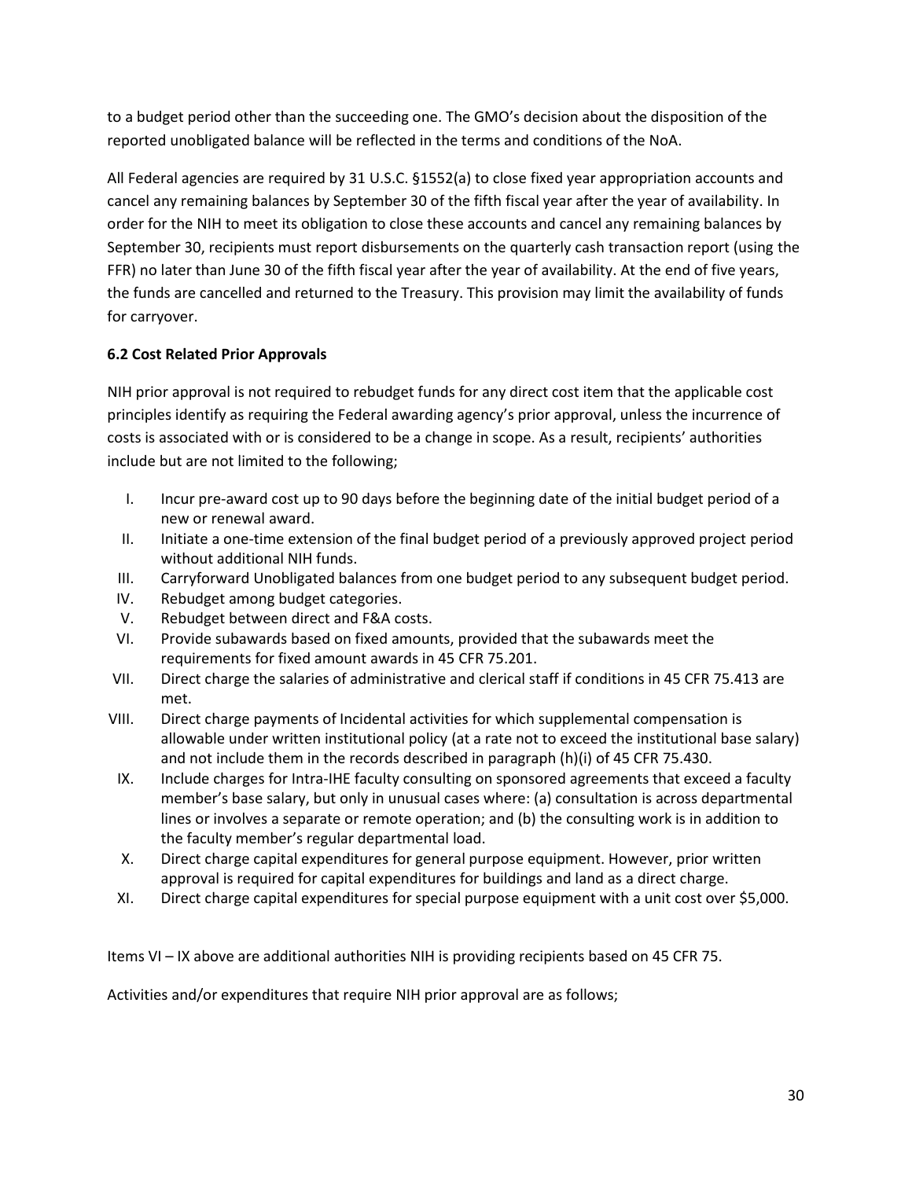to a budget period other than the succeeding one. The GMO's decision about the disposition of the reported unobligated balance will be reflected in the terms and conditions of the NoA.

All Federal agencies are required by 31 U.S.C. §1552(a) to close fixed year appropriation accounts and cancel any remaining balances by September 30 of the fifth fiscal year after the year of availability. In order for the NIH to meet its obligation to close these accounts and cancel any remaining balances by September 30, recipients must report disbursements on the quarterly cash transaction report (using the FFR) no later than June 30 of the fifth fiscal year after the year of availability. At the end of five years, the funds are cancelled and returned to the Treasury. This provision may limit the availability of funds for carryover.

### 6.2 Cost Related Prior Approvals

NIH prior approval is not required to rebudget funds for any direct cost item that the applicable cost principles identify as requiring the Federal awarding agency's prior approval, unless the incurrence of costs is associated with or is considered to be a change in scope. As a result, recipients' authorities include but are not limited to the following;

I. Incur pre-award cost up to 90 days before the beginning date of the initial budget period of a new or renewal award.
II. Initiate a one-time extension of the final budget period of a previously approved project period without additional NIH funds.
III. Carryforward Unobligated balances from one budget period to any subsequent budget period.
IV. Rebudget among budget categories.
V. Rebudget between direct and F&A costs.
VI. Provide subawards based on fixed amounts, provided that the subawards meet the requirements for fixed amount awards in 45 CFR 75.201.
VII. Direct charge the salaries of administrative and clerical staff if conditions in 45 CFR 75.413 are met.
VIII. Direct charge payments of Incidental activities for which supplemental compensation is allowable under written institutional policy (at a rate not to exceed the institutional base salary) and not include them in the records described in paragraph (h)(i) of 45 CFR 75.430.
IX. Include charges for Intra-IHE faculty consulting on sponsored agreements that exceed a faculty member's base salary, but only in unusual cases where: (a) consultation is across departmental lines or involves a separate or remote operation; and (b) the consulting work is in addition to the faculty member's regular departmental load.
X. Direct charge capital expenditures for general purpose equipment. However, prior written approval is required for capital expenditures for buildings and land as a direct charge.
XI. Direct charge capital expenditures for special purpose equipment with a unit cost over $5,000.

Items VI – IX above are additional authorities NIH is providing recipients based on 45 CFR 75.

Activities and/or expenditures that require NIH prior approval are as follows;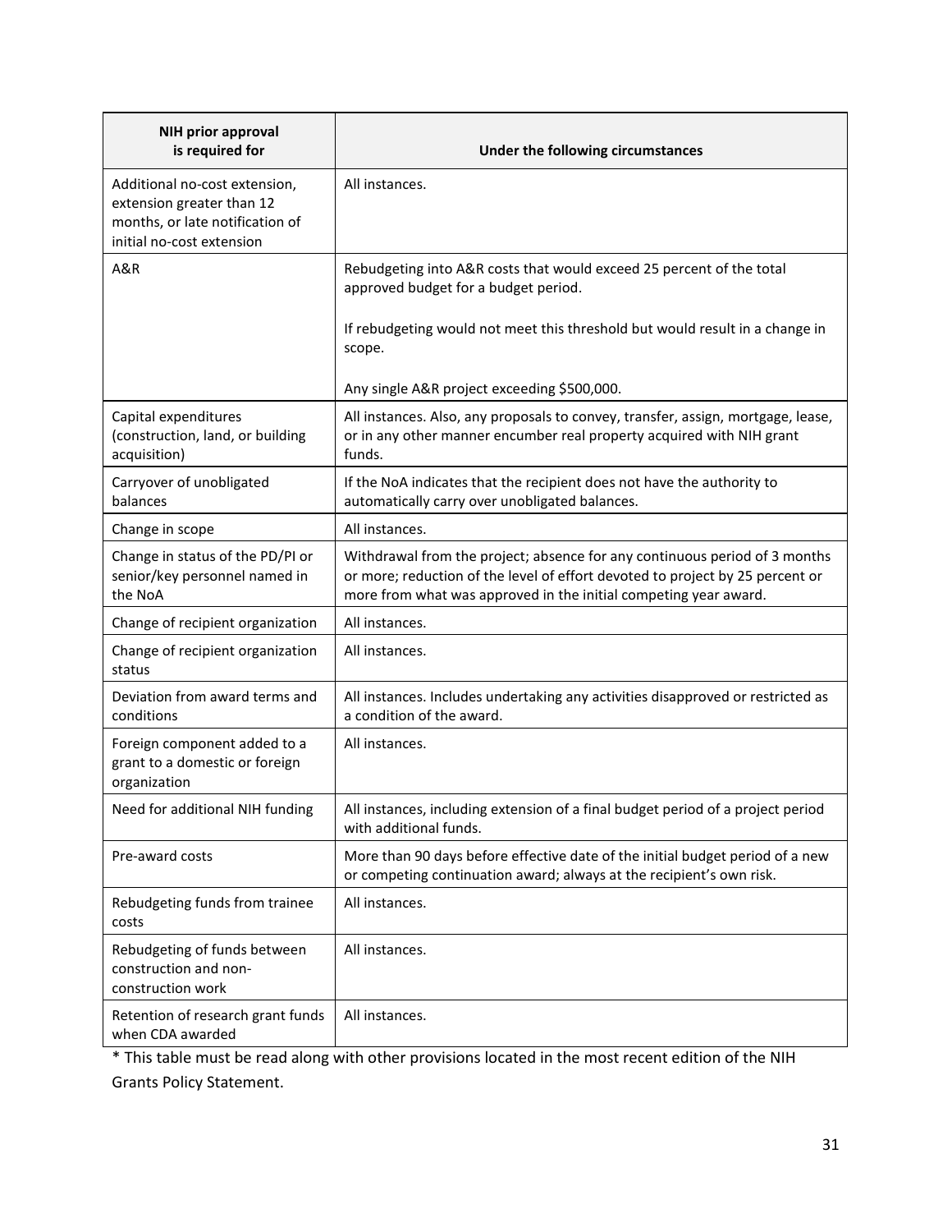| NIH prior approval is required for | Under the following circumstances |
|---|---|
| Additional no-cost extension, extension greater than 12 months, or late notification of initial no-cost extension | All instances. |
| A&R | Rebudgeting into A&R costs that would exceed 25 percent of the total approved budget for a budget period.<br><br>If rebudgeting would not meet this threshold but would result in a change in scope.<br><br>Any single A&R project exceeding $500,000. |
| Capital expenditures (construction, land, or building acquisition) | All instances. Also, any proposals to convey, transfer, assign, mortgage, lease, or in any other manner encumber real property acquired with NIH grant funds. |
| Carryover of unobligated balances | If the NoA indicates that the recipient does not have the authority to automatically carry over unobligated balances. |
| Change in scope | All instances. |
| Change in status of the PD/PI or senior/key personnel named in the NoA | Withdrawal from the project; absence for any continuous period of 3 months or more; reduction of the level of effort devoted to project by 25 percent or more from what was approved in the initial competing year award. |
| Change of recipient organization | All instances. |
| Change of recipient organization status | All instances. |
| Deviation from award terms and conditions | All instances. Includes undertaking any activities disapproved or restricted as a condition of the award. |
| Foreign component added to a grant to a domestic or foreign organization | All instances. |
| Need for additional NIH funding | All instances, including extension of a final budget period of a project period with additional funds. |
| Pre-award costs | More than 90 days before effective date of the initial budget period of a new or competing continuation award; always at the recipient's own risk. |
| Rebudgeting funds from trainee costs | All instances. |
| Rebudgeting of funds between construction and non-construction work | All instances. |
| Retention of research grant funds when CDA awarded | All instances. |

* This table must be read along with other provisions located in the most recent edition of the NIH Grants Policy Statement.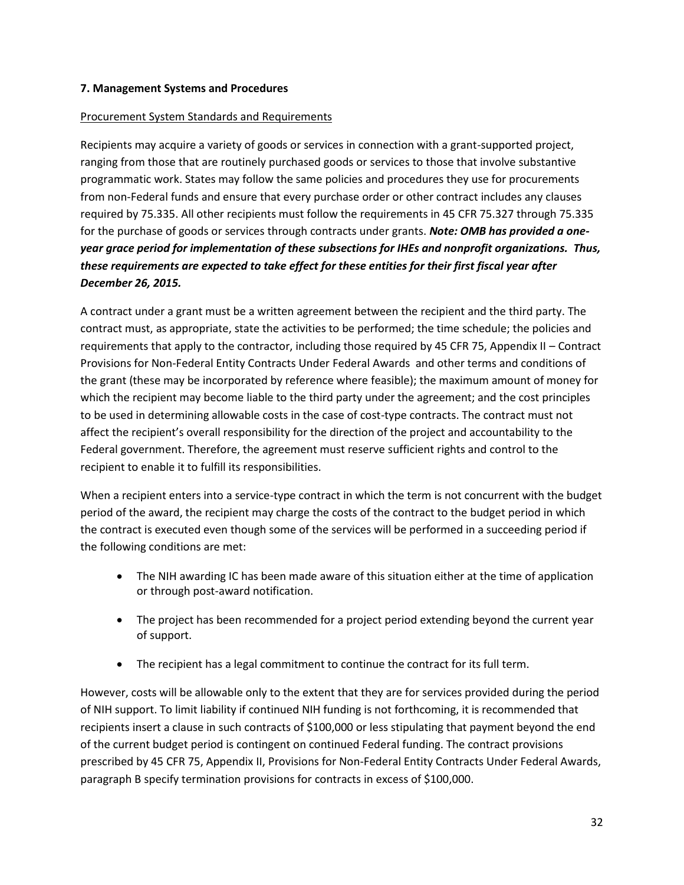## 7. Management Systems and Procedures

Procurement System Standards and Requirements

Recipients may acquire a variety of goods or services in connection with a grant-supported project, ranging from those that are routinely purchased goods or services to those that involve substantive programmatic work. States may follow the same policies and procedures they use for procurements from non-Federal funds and ensure that every purchase order or other contract includes any clauses required by 75.335. All other recipients must follow the requirements in 45 CFR 75.327 through 75.335 for the purchase of goods or services through contracts under grants. ***Note: OMB has provided a one-year grace period for implementation of these subsections for IHEs and nonprofit organizations. Thus, these requirements are expected to take effect for these entities for their first fiscal year after December 26, 2015.***

A contract under a grant must be a written agreement between the recipient and the third party. The contract must, as appropriate, state the activities to be performed; the time schedule; the policies and requirements that apply to the contractor, including those required by 45 CFR 75, Appendix II – Contract Provisions for Non-Federal Entity Contracts Under Federal Awards and other terms and conditions of the grant (these may be incorporated by reference where feasible); the maximum amount of money for which the recipient may become liable to the third party under the agreement; and the cost principles to be used in determining allowable costs in the case of cost-type contracts. The contract must not affect the recipient's overall responsibility for the direction of the project and accountability to the Federal government. Therefore, the agreement must reserve sufficient rights and control to the recipient to enable it to fulfill its responsibilities.

When a recipient enters into a service-type contract in which the term is not concurrent with the budget period of the award, the recipient may charge the costs of the contract to the budget period in which the contract is executed even though some of the services will be performed in a succeeding period if the following conditions are met:

- The NIH awarding IC has been made aware of this situation either at the time of application or through post-award notification.
- The project has been recommended for a project period extending beyond the current year of support.
- The recipient has a legal commitment to continue the contract for its full term.

However, costs will be allowable only to the extent that they are for services provided during the period of NIH support. To limit liability if continued NIH funding is not forthcoming, it is recommended that recipients insert a clause in such contracts of $100,000 or less stipulating that payment beyond the end of the current budget period is contingent on continued Federal funding. The contract provisions prescribed by 45 CFR 75, Appendix II, Provisions for Non-Federal Entity Contracts Under Federal Awards, paragraph B specify termination provisions for contracts in excess of $100,000.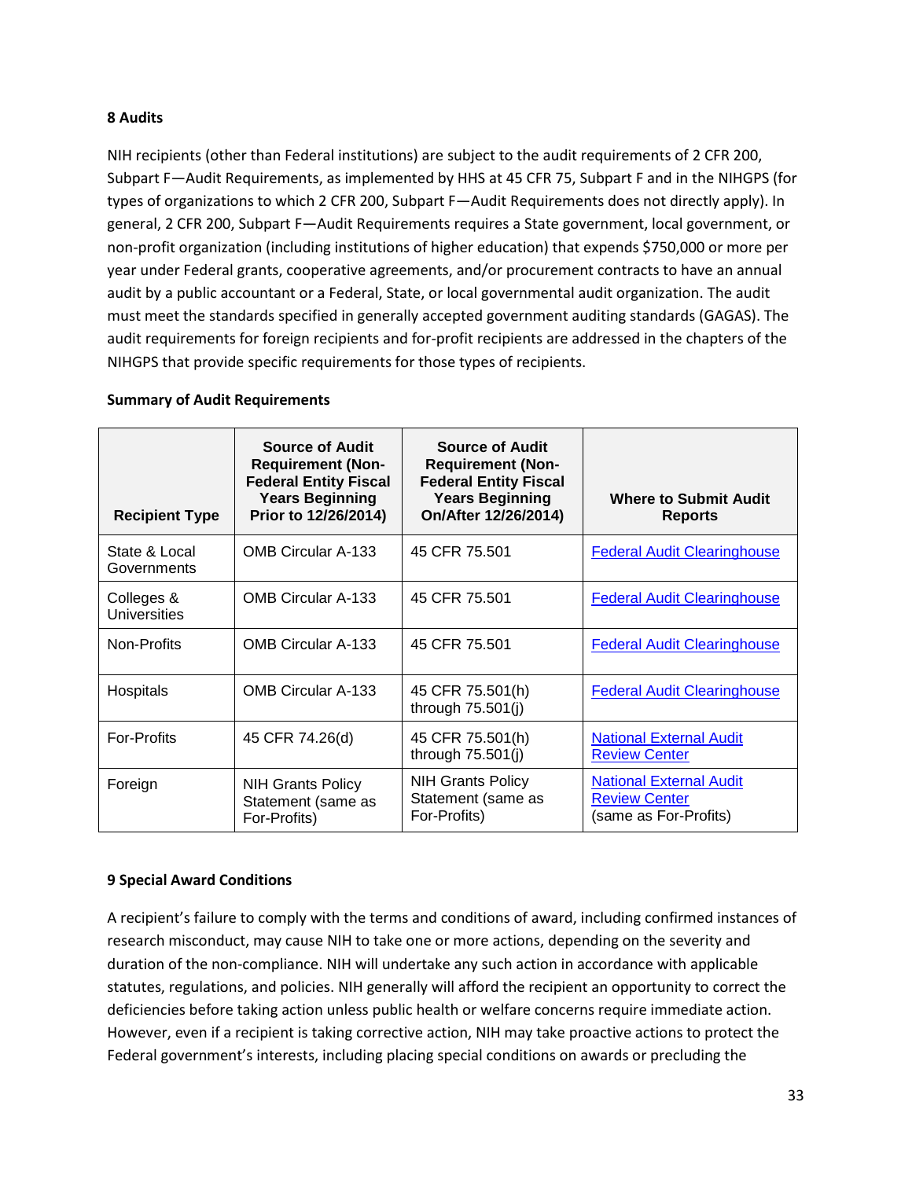## 8 Audits

NIH recipients (other than Federal institutions) are subject to the audit requirements of 2 CFR 200, Subpart F—Audit Requirements, as implemented by HHS at 45 CFR 75, Subpart F and in the NIHGPS (for types of organizations to which 2 CFR 200, Subpart F—Audit Requirements does not directly apply). In general, 2 CFR 200, Subpart F—Audit Requirements requires a State government, local government, or non-profit organization (including institutions of higher education) that expends $750,000 or more per year under Federal grants, cooperative agreements, and/or procurement contracts to have an annual audit by a public accountant or a Federal, State, or local governmental audit organization. The audit must meet the standards specified in generally accepted government auditing standards (GAGAS). The audit requirements for foreign recipients and for-profit recipients are addressed in the chapters of the NIHGPS that provide specific requirements for those types of recipients.

**Summary of Audit Requirements**

| Recipient Type | Source of Audit Requirement (Non-Federal Entity Fiscal Years Beginning Prior to 12/26/2014) | Source of Audit Requirement (Non-Federal Entity Fiscal Years Beginning On/After 12/26/2014) | Where to Submit Audit Reports |
|---|---|---|---|
| State & Local Governments | OMB Circular A-133 | 45 CFR 75.501 | Federal Audit Clearinghouse |
| Colleges & Universities | OMB Circular A-133 | 45 CFR 75.501 | Federal Audit Clearinghouse |
| Non-Profits | OMB Circular A-133 | 45 CFR 75.501 | Federal Audit Clearinghouse |
| Hospitals | OMB Circular A-133 | 45 CFR 75.501(h) through 75.501(j) | Federal Audit Clearinghouse |
| For-Profits | 45 CFR 74.26(d) | 45 CFR 75.501(h) through 75.501(j) | National External Audit Review Center |
| Foreign | NIH Grants Policy Statement (same as For-Profits) | NIH Grants Policy Statement (same as For-Profits) | National External Audit Review Center (same as For-Profits) |

## 9 Special Award Conditions

A recipient's failure to comply with the terms and conditions of award, including confirmed instances of research misconduct, may cause NIH to take one or more actions, depending on the severity and duration of the non-compliance. NIH will undertake any such action in accordance with applicable statutes, regulations, and policies. NIH generally will afford the recipient an opportunity to correct the deficiencies before taking action unless public health or welfare concerns require immediate action. However, even if a recipient is taking corrective action, NIH may take proactive actions to protect the Federal government's interests, including placing special conditions on awards or precluding the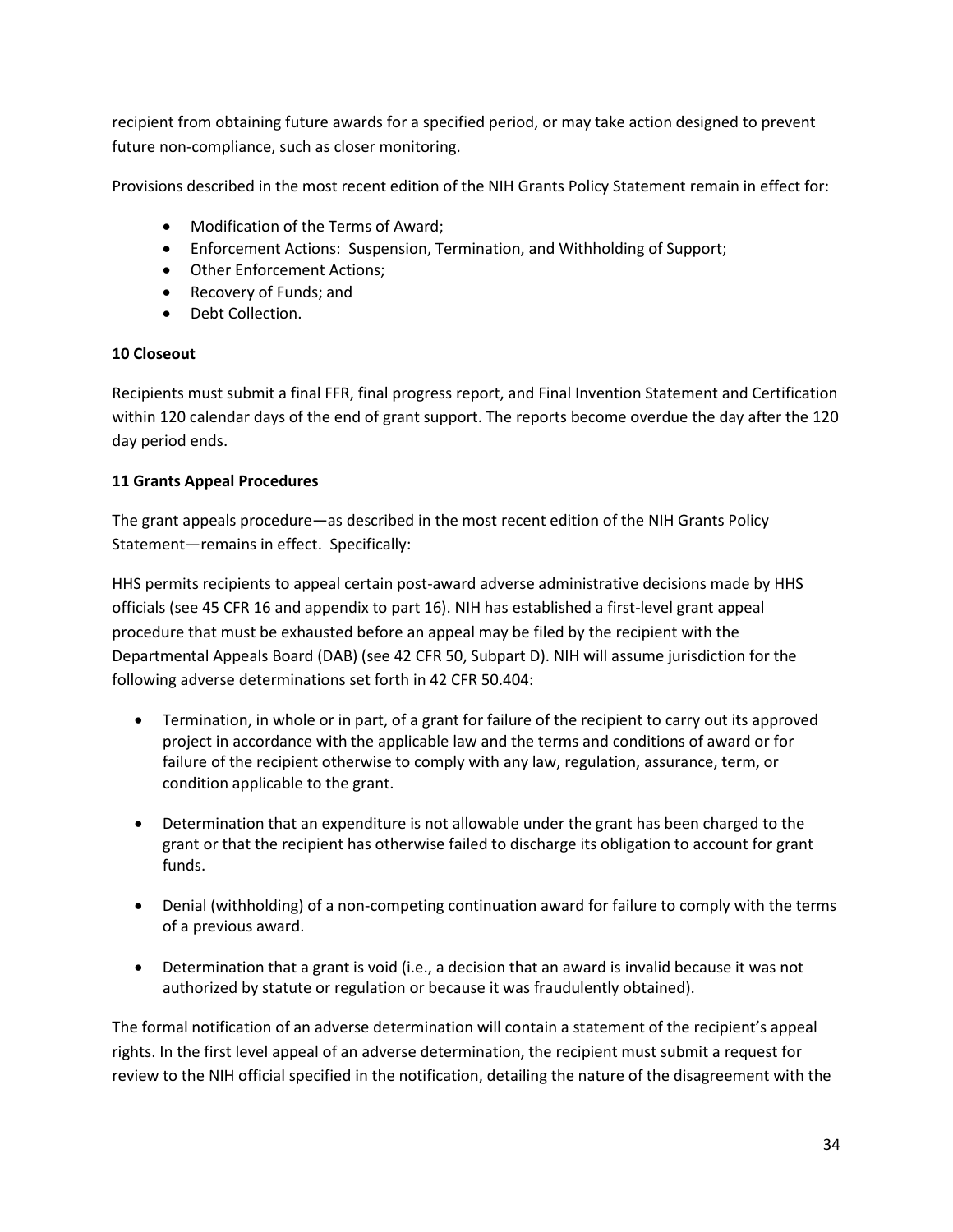recipient from obtaining future awards for a specified period, or may take action designed to prevent future non-compliance, such as closer monitoring.

Provisions described in the most recent edition of the NIH Grants Policy Statement remain in effect for:

- Modification of the Terms of Award;
- Enforcement Actions: Suspension, Termination, and Withholding of Support;
- Other Enforcement Actions;
- Recovery of Funds; and
- Debt Collection.

## 10 Closeout

Recipients must submit a final FFR, final progress report, and Final Invention Statement and Certification within 120 calendar days of the end of grant support. The reports become overdue the day after the 120 day period ends.

## 11 Grants Appeal Procedures

The grant appeals procedure—as described in the most recent edition of the NIH Grants Policy Statement—remains in effect. Specifically:

HHS permits recipients to appeal certain post-award adverse administrative decisions made by HHS officials (see 45 CFR 16 and appendix to part 16). NIH has established a first-level grant appeal procedure that must be exhausted before an appeal may be filed by the recipient with the Departmental Appeals Board (DAB) (see 42 CFR 50, Subpart D). NIH will assume jurisdiction for the following adverse determinations set forth in 42 CFR 50.404:

- Termination, in whole or in part, of a grant for failure of the recipient to carry out its approved project in accordance with the applicable law and the terms and conditions of award or for failure of the recipient otherwise to comply with any law, regulation, assurance, term, or condition applicable to the grant.

- Determination that an expenditure is not allowable under the grant has been charged to the grant or that the recipient has otherwise failed to discharge its obligation to account for grant funds.

- Denial (withholding) of a non-competing continuation award for failure to comply with the terms of a previous award.

- Determination that a grant is void (i.e., a decision that an award is invalid because it was not authorized by statute or regulation or because it was fraudulently obtained).

The formal notification of an adverse determination will contain a statement of the recipient's appeal rights. In the first level appeal of an adverse determination, the recipient must submit a request for review to the NIH official specified in the notification, detailing the nature of the disagreement with the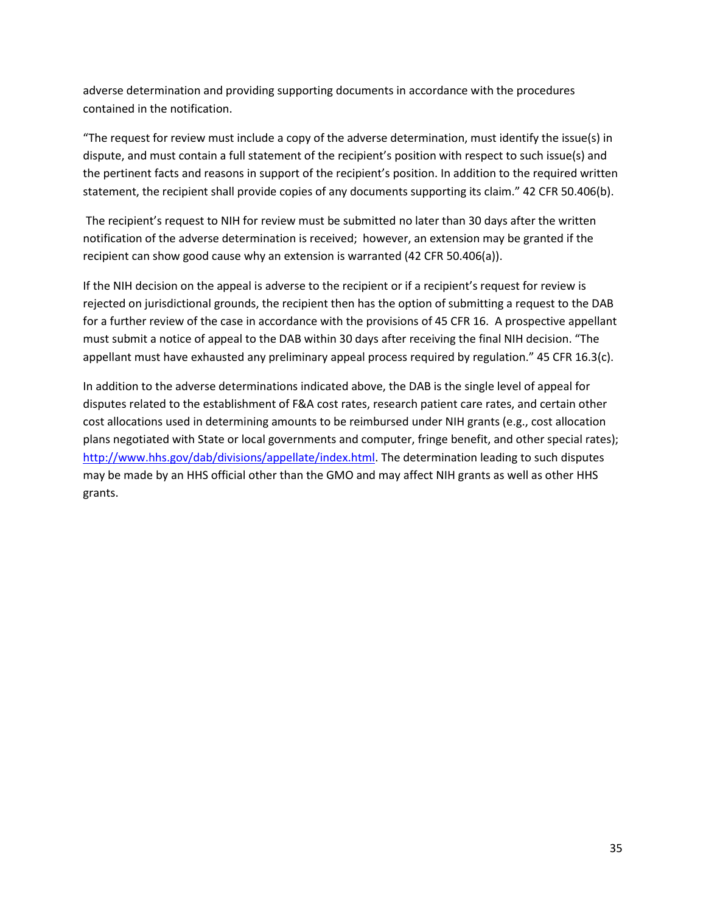adverse determination and providing supporting documents in accordance with the procedures contained in the notification.

"The request for review must include a copy of the adverse determination, must identify the issue(s) in dispute, and must contain a full statement of the recipient's position with respect to such issue(s) and the pertinent facts and reasons in support of the recipient's position. In addition to the required written statement, the recipient shall provide copies of any documents supporting its claim." 42 CFR 50.406(b).

The recipient's request to NIH for review must be submitted no later than 30 days after the written notification of the adverse determination is received; however, an extension may be granted if the recipient can show good cause why an extension is warranted (42 CFR 50.406(a)).

If the NIH decision on the appeal is adverse to the recipient or if a recipient's request for review is rejected on jurisdictional grounds, the recipient then has the option of submitting a request to the DAB for a further review of the case in accordance with the provisions of 45 CFR 16. A prospective appellant must submit a notice of appeal to the DAB within 30 days after receiving the final NIH decision. "The appellant must have exhausted any preliminary appeal process required by regulation." 45 CFR 16.3(c).

In addition to the adverse determinations indicated above, the DAB is the single level of appeal for disputes related to the establishment of F&A cost rates, research patient care rates, and certain other cost allocations used in determining amounts to be reimbursed under NIH grants (e.g., cost allocation plans negotiated with State or local governments and computer, fringe benefit, and other special rates); http://www.hhs.gov/dab/divisions/appellate/index.html. The determination leading to such disputes may be made by an HHS official other than the GMO and may affect NIH grants as well as other HHS grants.